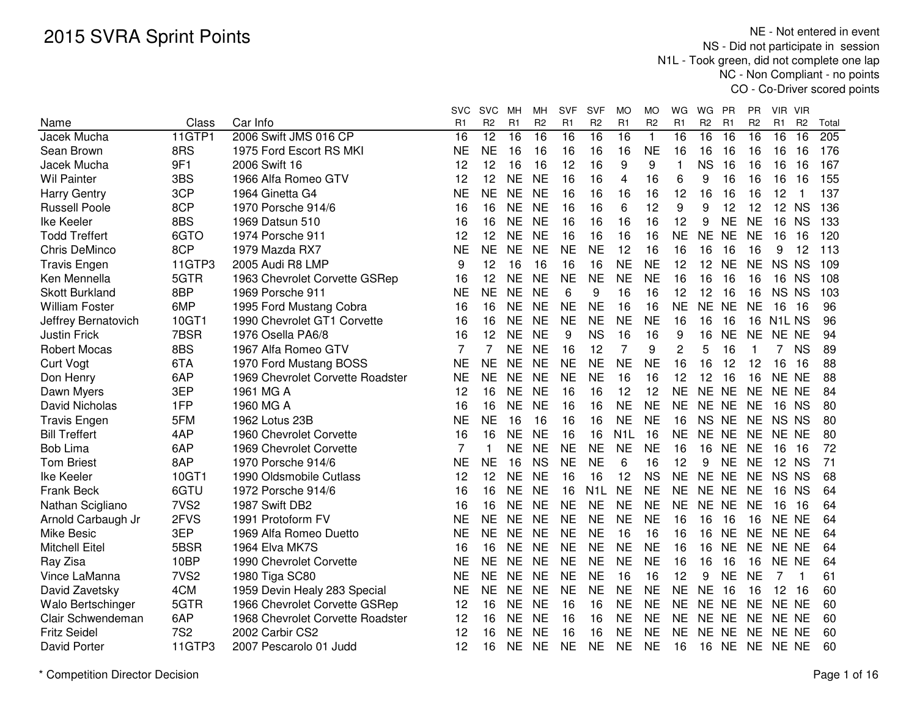# 2015 SVRA Sprint Points

NE - Not entered in event
NS - Did not participate in session
N1L - Took green, did not complete one lap
NC - Non Compliant - no points
CO - Co-Driver scored points

| Name | Class | Car Info | SVC R1 | SVC R2 | MH R1 | MH R2 | SVF R1 | SVF R2 | MO R1 | MO R2 | WG R1 | WG R2 | PR R1 | PR R2 | VIR R1 | VIR R2 | Total |
|---|---|---|---|---|---|---|---|---|---|---|---|---|---|---|---|---|---|
| Jacek Mucha | 11GTP1 | 2006 Swift JMS 016 CP | 16 | 12 | 16 | 16 | 16 | 16 | 16 | 1 | 16 | 16 | 16 | 16 | 16 | 16 | 205 |
| Sean Brown | 8RS | 1975 Ford Escort RS MKI | NE | NE | 16 | 16 | 16 | 16 | 16 | NE | 16 | 16 | 16 | 16 | 16 | 16 | 176 |
| Jacek Mucha | 9F1 | 2006 Swift 16 | 12 | 12 | 16 | 16 | 12 | 16 | 9 | 9 | 1 | NS | 16 | 16 | 16 | 16 | 167 |
| Wil Painter | 3BS | 1966 Alfa Romeo GTV | 12 | 12 | NE | NE | 16 | 16 | 4 | 16 | 6 | 9 | 16 | 16 | 16 | 16 | 155 |
| Harry Gentry | 3CP | 1964 Ginetta G4 | NE | NE | NE | NE | 16 | 16 | 16 | 16 | 12 | 16 | 16 | 16 | 12 | 1 | 137 |
| Russell Poole | 8CP | 1970 Porsche 914/6 | 16 | 16 | NE | NE | 16 | 16 | 6 | 12 | 9 | 9 | 12 | 12 | 12 | NS | 136 |
| Ike Keeler | 8BS | 1969 Datsun 510 | 16 | 16 | NE | NE | 16 | 16 | 16 | 16 | 12 | 9 | NE | NE | 16 | NS | 133 |
| Todd Treffert | 6GTO | 1974 Porsche 911 | 12 | 12 | NE | NE | 16 | 16 | 16 | 16 | NE | NE | NE | NE | 16 | 16 | 120 |
| Chris DeMinco | 8CP | 1979 Mazda RX7 | NE | NE | NE | NE | NE | NE | 12 | 16 | 16 | 16 | 16 | 16 | 9 | 12 | 113 |
| Travis Engen | 11GTP3 | 2005 Audi R8 LMP | 9 | 12 | 16 | 16 | 16 | 16 | NE | NE | 12 | 12 | NE | NE | NS | NS | 109 |
| Ken Mennella | 5GTR | 1963 Chevrolet Corvette GSRep | 16 | 12 | NE | NE | NE | NE | NE | NE | 16 | 16 | 16 | 16 | 16 | NS | 108 |
| Skott Burkland | 8BP | 1969 Porsche 911 | NE | NE | NE | NE | 6 | 9 | 16 | 16 | 12 | 12 | 16 | 16 | NS | NS | 103 |
| William Foster | 6MP | 1995 Ford Mustang Cobra | 16 | 16 | NE | NE | NE | NE | 16 | 16 | NE | NE | NE | NE | 16 | 16 | 96 |
| Jeffrey Bernatovich | 10GT1 | 1990 Chevrolet GT1 Corvette | 16 | 16 | NE | NE | NE | NE | NE | NE | 16 | 16 | 16 | 16 | N1L | NS | 96 |
| Justin Frick | 7BSR | 1976 Osella PA6/8 | 16 | 12 | NE | NE | 9 | NS | 16 | 16 | 9 | 16 | NE | NE | NE | NE | 94 |
| Robert Mocas | 8BS | 1967 Alfa Romeo GTV | 7 | 7 | NE | NE | 16 | 12 | 7 | 9 | 2 | 5 | 16 | 1 | 7 | NS | 89 |
| Curt Vogt | 6TA | 1970 Ford Mustang BOSS | NE | NE | NE | NE | NE | NE | NE | NE | 16 | 16 | 12 | 12 | 16 | 16 | 88 |
| Don Henry | 6AP | 1969 Chevrolet Corvette Roadster | NE | NE | NE | NE | NE | NE | 16 | 16 | 12 | 12 | 16 | 16 | NE | NE | 88 |
| Dawn Myers | 3EP | 1961 MG A | 12 | 16 | NE | NE | 16 | 16 | 12 | 12 | NE | NE | NE | NE | NE | NE | 84 |
| David Nicholas | 1FP | 1960 MG A | 16 | 16 | NE | NE | 16 | 16 | NE | NE | NE | NE | NE | NE | 16 | NS | 80 |
| Travis Engen | 5FM | 1962 Lotus 23B | NE | NE | 16 | 16 | 16 | 16 | NE | NE | 16 | NS | NE | NE | NS | NS | 80 |
| Bill Treffert | 4AP | 1960 Chevrolet Corvette | 16 | 16 | NE | NE | 16 | 16 | N1L | 16 | NE | NE | NE | NE | NE | NE | 80 |
| Bob Lima | 6AP | 1969 Chevrolet Corvette | 7 | 1 | NE | NE | NE | NE | NE | NE | 16 | 16 | NE | NE | 16 | 16 | 72 |
| Tom Briest | 8AP | 1970 Porsche 914/6 | NE | NE | 16 | NS | NE | NE | 6 | 16 | 12 | 9 | NE | NE | 12 | NS | 71 |
| Ike Keeler | 10GT1 | 1990 Oldsmobile Cutlass | 12 | 12 | NE | NE | 16 | 16 | 12 | NS | NE | NE | NE | NE | NS | NS | 68 |
| Frank Beck | 6GTU | 1972 Porsche 914/6 | 16 | 16 | NE | NE | 16 | N1L | NE | NE | NE | NE | NE | NE | 16 | NS | 64 |
| Nathan Scigliano | 7VS2 | 1987 Swift DB2 | 16 | 16 | NE | NE | NE | NE | NE | NE | NE | NE | NE | NE | 16 | 16 | 64 |
| Arnold Carbaugh Jr | 2FVS | 1991 Protoform FV | NE | NE | NE | NE | NE | NE | NE | NE | 16 | 16 | 16 | 16 | NE | NE | 64 |
| Mike Besic | 3EP | 1969 Alfa Romeo Duetto | NE | NE | NE | NE | NE | NE | 16 | 16 | 16 | 16 | NE | NE | NE | NE | 64 |
| Mitchell Eitel | 5BSR | 1964 Elva MK7S | 16 | 16 | NE | NE | NE | NE | NE | NE | 16 | 16 | NE | NE | NE | NE | 64 |
| Ray Zisa | 10BP | 1990 Chevrolet Corvette | NE | NE | NE | NE | NE | NE | NE | NE | 16 | 16 | 16 | 16 | NE | NE | 64 |
| Vince LaManna | 7VS2 | 1980 Tiga SC80 | NE | NE | NE | NE | NE | NE | 16 | 16 | 12 | 9 | NE | NE | 7 | 1 | 61 |
| David Zavetsky | 4CM | 1959 Devin Healy 283 Special | NE | NE | NE | NE | NE | NE | NE | NE | NE | NE | 16 | 16 | 12 | 16 | 60 |
| Walo Bertschinger | 5GTR | 1966 Chevrolet Corvette GSRep | 12 | 16 | NE | NE | 16 | 16 | NE | NE | NE | NE | NE | NE | NE | NE | 60 |
| Clair Schwendeman | 6AP | 1968 Chevrolet Corvette Roadster | 12 | 16 | NE | NE | 16 | 16 | NE | NE | NE | NE | NE | NE | NE | NE | 60 |
| Fritz Seidel | 7S2 | 2002 Carbir CS2 | 12 | 16 | NE | NE | 16 | 16 | NE | NE | NE | NE | NE | NE | NE | NE | 60 |
| David Porter | 11GTP3 | 2007 Pescarolo 01 Judd | 12 | 16 | NE | NE | NE | NE | NE | NE | 16 | 16 | NE | NE | NE | NE | 60 |

\* Competition Director Decision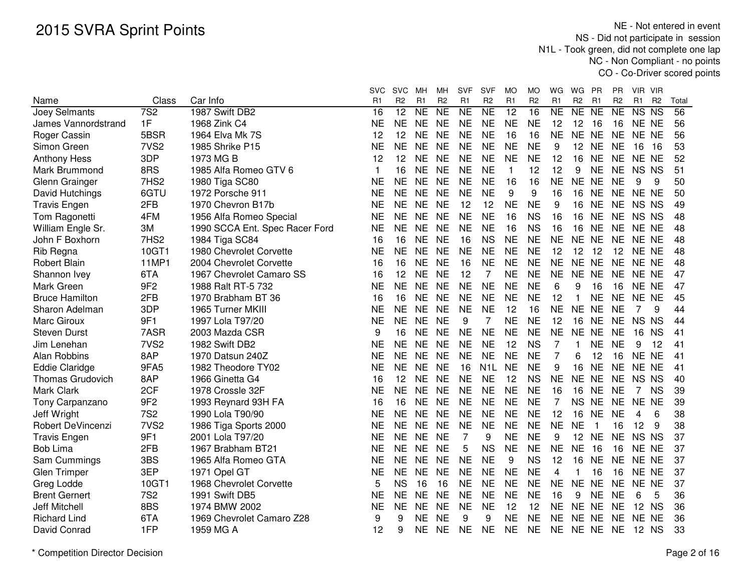# 2015 SVRA Sprint Points

NE - Not entered in event
NS - Did not participate in session
N1L - Took green, did not complete one lap
NC - Non Compliant - no points
CO - Co-Driver scored points

| Name | Class | Car Info | SVC R1 | SVC R2 | MH R1 | MH R2 | SVF R1 | SVF R2 | MO R1 | MO R2 | WG R1 | WG R2 | PR R1 | PR R2 | VIR R1 | VIR R2 | Total |
|---|---|---|---|---|---|---|---|---|---|---|---|---|---|---|---|---|---|
| Joey Selmants | 7S2 | 1987 Swift DB2 | 16 | 12 | NE | NE | NE | NE | 12 | 16 | NE | NE | NE | NE | NS | NS | 56 |
| James Vannordstrand | 1F | 1968 Zink C4 | NE | NE | NE | NE | NE | NE | NE | NE | 12 | 12 | 16 | 16 | NE | NE | 56 |
| Roger Cassin | 5BSR | 1964 Elva Mk 7S | 12 | 12 | NE | NE | NE | NE | 16 | 16 | NE | NE | NE | NE | NE | NE | 56 |
| Simon Green | 7VS2 | 1985 Shrike P15 | NE | NE | NE | NE | NE | NE | NE | NE | 9 | 12 | NE | NE | 16 | 16 | 53 |
| Anthony Hess | 3DP | 1973 MG B | 12 | 12 | NE | NE | NE | NE | NE | NE | 12 | 16 | NE | NE | NE | NE | 52 |
| Mark Brummond | 8RS | 1985 Alfa Romeo GTV 6 | 1 | 16 | NE | NE | NE | NE | 1 | 12 | 12 | 9 | NE | NE | NS | NS | 51 |
| Glenn Grainger | 7HS2 | 1980 Tiga SC80 | NE | NE | NE | NE | NE | NE | 16 | 16 | NE | NE | NE | NE | 9 | 9 | 50 |
| David Hutchings | 6GTU | 1972 Porsche 911 | NE | NE | NE | NE | NE | NE | 9 | 9 | 16 | 16 | NE | NE | NE | NE | 50 |
| Travis Engen | 2FB | 1970 Chevron B17b | NE | NE | NE | NE | 12 | 12 | NE | NE | 9 | 16 | NE | NE | NS | NS | 49 |
| Tom Ragonetti | 4FM | 1956 Alfa Romeo Special | NE | NE | NE | NE | NE | NE | 16 | NS | 16 | 16 | NE | NE | NS | NS | 48 |
| William Engle Sr. | 3M | 1990 SCCA Ent. Spec Racer Ford | NE | NE | NE | NE | NE | NE | 16 | NS | 16 | 16 | NE | NE | NE | NE | 48 |
| John F Boxhorn | 7HS2 | 1984 Tiga SC84 | 16 | 16 | NE | NE | 16 | NS | NE | NE | NE | NE | NE | NE | NE | NE | 48 |
| Rib Regna | 10GT1 | 1980 Chevrolet Corvette | NE | NE | NE | NE | NE | NE | NE | NE | 12 | 12 | 12 | 12 | NE | NE | 48 |
| Robert Blain | 11MP1 | 2004 Chevrolet Corvette | 16 | 16 | NE | NE | 16 | NE | NE | NE | NE | NE | NE | NE | NE | NE | 48 |
| Shannon Ivey | 6TA | 1967 Chevrolet Camaro SS | 16 | 12 | NE | NE | 12 | 7 | NE | NE | NE | NE | NE | NE | NE | NE | 47 |
| Mark Green | 9F2 | 1988 Ralt RT-5 732 | NE | NE | NE | NE | NE | NE | NE | NE | 6 | 9 | 16 | 16 | NE | NE | 47 |
| Bruce Hamilton | 2FB | 1970 Brabham BT 36 | 16 | 16 | NE | NE | NE | NE | NE | NE | 12 | 1 | NE | NE | NE | NE | 45 |
| Sharon Adelman | 3DP | 1965 Turner MKIII | NE | NE | NE | NE | NE | NE | 12 | 16 | NE | NE | NE | NE | 7 | 9 | 44 |
| Marc Giroux | 9F1 | 1997 Lola T97/20 | NE | NE | NE | NE | 9 | 7 | NE | NE | 12 | 16 | NE | NE | NS | NS | 44 |
| Steven Durst | 7ASR | 2003 Mazda CSR | 9 | 16 | NE | NE | NE | NE | NE | NE | NE | NE | NE | NE | 16 | NS | 41 |
| Jim Lenehan | 7VS2 | 1982 Swift DB2 | NE | NE | NE | NE | NE | NE | 12 | NS | 7 | 1 | NE | NE | 9 | 12 | 41 |
| Alan Robbins | 8AP | 1970 Datsun 240Z | NE | NE | NE | NE | NE | NE | NE | NE | 7 | 6 | 12 | 16 | NE | NE | 41 |
| Eddie Claridge | 9FA5 | 1982 Theodore TY02 | NE | NE | NE | NE | 16 | N1L | NE | NE | 9 | 16 | NE | NE | NE | NE | 41 |
| Thomas Grudovich | 8AP | 1966 Ginetta G4 | 16 | 12 | NE | NE | NE | NE | 12 | NS | NE | NE | NE | NE | NS | NS | 40 |
| Mark Clark | 2CF | 1978 Crossle 32F | NE | NE | NE | NE | NE | NE | NE | NE | 16 | 16 | NE | NE | 7 | NS | 39 |
| Tony Carpanzano | 9F2 | 1993 Reynard 93H FA | 16 | 16 | NE | NE | NE | NE | NE | NE | 7 | NS | NE | NE | NE | NE | 39 |
| Jeff Wright | 7S2 | 1990 Lola T90/90 | NE | NE | NE | NE | NE | NE | NE | NE | 12 | 16 | NE | NE | 4 | 6 | 38 |
| Robert DeVincenzi | 7VS2 | 1986 Tiga Sports 2000 | NE | NE | NE | NE | NE | NE | NE | NE | NE | NE | 1 | 16 | 12 | 9 | 38 |
| Travis Engen | 9F1 | 2001 Lola T97/20 | NE | NE | NE | NE | 7 | 9 | NE | NE | 9 | 12 | NE | NE | NS | NS | 37 |
| Bob Lima | 2FB | 1967 Brabham BT21 | NE | NE | NE | NE | 5 | NS | NE | NE | NE | NE | 16 | 16 | NE | NE | 37 |
| Sam Cummings | 3BS | 1965 Alfa Romeo GTA | NE | NE | NE | NE | NE | NE | 9 | NS | 12 | 16 | NE | NE | NE | NE | 37 |
| Glen Trimper | 3EP | 1971 Opel GT | NE | NE | NE | NE | NE | NE | NE | NE | 4 | 1 | 16 | 16 | NE | NE | 37 |
| Greg Lodde | 10GT1 | 1968 Chevrolet Corvette | 5 | NS | 16 | 16 | NE | NE | NE | NE | NE | NE | NE | NE | NE | NE | 37 |
| Brent Gernert | 7S2 | 1991 Swift DB5 | NE | NE | NE | NE | NE | NE | NE | NE | 16 | 9 | NE | NE | 6 | 5 | 36 |
| Jeff Mitchell | 8BS | 1974 BMW 2002 | NE | NE | NE | NE | NE | NE | 12 | 12 | NE | NE | NE | NE | 12 | NS | 36 |
| Richard Lind | 6TA | 1969 Chevrolet Camaro Z28 | 9 | 9 | NE | NE | 9 | 9 | NE | NE | NE | NE | NE | NE | NE | NE | 36 |
| David Conrad | 1FP | 1959 MG A | 12 | 9 | NE | NE | NE | NE | NE | NE | NE | NE | NE | NE | 12 | NS | 33 |

\* Competition Director Decision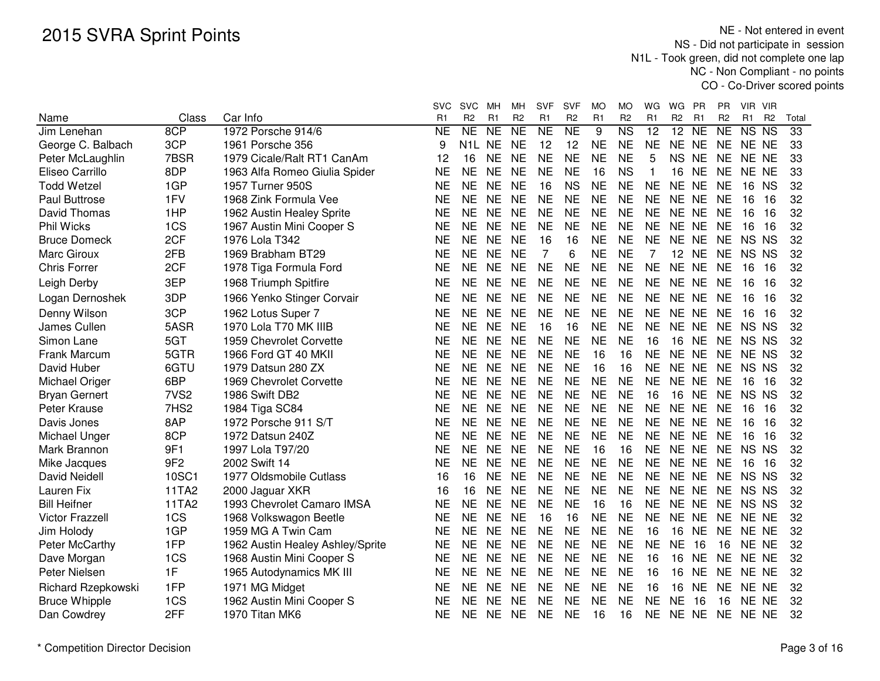# 2015 SVRA Sprint Points

NE - Not entered in event
NS - Did not participate in session
N1L - Took green, did not complete one lap
NC - Non Compliant - no points
CO - Co-Driver scored points

| Name | Class | Car Info | SVC R1 | SVC R2 | MH R1 | MH R2 | SVF R1 | SVF R2 | MO R1 | MO R2 | WG R1 | WG R2 | PR R1 | PR R2 | VIR R1 | VIR R2 | Total |
|---|---|---|---|---|---|---|---|---|---|---|---|---|---|---|---|---|---|
| Jim Lenehan | 8CP | 1972 Porsche 914/6 | NE | NE | NE | NE | NE | NE | 9 | NS | 12 | 12 | NE | NE | NS | NS | 33 |
| George C. Balbach | 3CP | 1961 Porsche 356 | 9 | N1L | NE | NE | 12 | 12 | NE | NE | NE | NE | NE | NE | NE | NE | 33 |
| Peter McLaughlin | 7BSR | 1979 Cicale/Ralt RT1 CanAm | 12 | 16 | NE | NE | NE | NE | NE | NE | 5 | NS | NE | NE | NE | NE | 33 |
| Eliseo Carrillo | 8DP | 1963 Alfa Romeo Giulia Spider | NE | NE | NE | NE | NE | NE | 16 | NS | 1 | 16 | NE | NE | NE | NE | 33 |
| Todd Wetzel | 1GP | 1957 Turner 950S | NE | NE | NE | NE | 16 | NS | NE | NE | NE | NE | NE | NE | 16 | NS | 32 |
| Paul Buttrose | 1FV | 1968 Zink Formula Vee | NE | NE | NE | NE | NE | NE | NE | NE | NE | NE | NE | NE | 16 | 16 | 32 |
| David Thomas | 1HP | 1962 Austin Healey Sprite | NE | NE | NE | NE | NE | NE | NE | NE | NE | NE | NE | NE | 16 | 16 | 32 |
| Phil Wicks | 1CS | 1967 Austin Mini Cooper S | NE | NE | NE | NE | NE | NE | NE | NE | NE | NE | NE | NE | 16 | 16 | 32 |
| Bruce Domeck | 2CF | 1976 Lola T342 | NE | NE | NE | NE | 16 | 16 | NE | NE | NE | NE | NE | NE | NS | NS | 32 |
| Marc Giroux | 2FB | 1969 Brabham BT29 | NE | NE | NE | NE | 7 | 6 | NE | NE | 7 | 12 | NE | NE | NS | NS | 32 |
| Chris Forrer | 2CF | 1978 Tiga Formula Ford | NE | NE | NE | NE | NE | NE | NE | NE | NE | NE | NE | NE | 16 | 16 | 32 |
| Leigh Derby | 3EP | 1968 Triumph Spitfire | NE | NE | NE | NE | NE | NE | NE | NE | NE | NE | NE | NE | 16 | 16 | 32 |
| Logan Dernoshek | 3DP | 1966 Yenko Stinger Corvair | NE | NE | NE | NE | NE | NE | NE | NE | NE | NE | NE | NE | 16 | 16 | 32 |
| Denny Wilson | 3CP | 1962 Lotus Super 7 | NE | NE | NE | NE | NE | NE | NE | NE | NE | NE | NE | NE | 16 | 16 | 32 |
| James Cullen | 5ASR | 1970 Lola T70 MK IIIB | NE | NE | NE | NE | 16 | 16 | NE | NE | NE | NE | NE | NE | NS | NS | 32 |
| Simon Lane | 5GT | 1959 Chevrolet Corvette | NE | NE | NE | NE | NE | NE | NE | NE | 16 | 16 | NE | NE | NS | NS | 32 |
| Frank Marcum | 5GTR | 1966 Ford GT 40 MKII | NE | NE | NE | NE | NE | NE | 16 | 16 | NE | NE | NE | NE | NE | NS | 32 |
| David Huber | 6GTU | 1979 Datsun 280 ZX | NE | NE | NE | NE | NE | NE | 16 | 16 | NE | NE | NE | NE | NS | NS | 32 |
| Michael Origer | 6BP | 1969 Chevrolet Corvette | NE | NE | NE | NE | NE | NE | NE | NE | NE | NE | NE | NE | 16 | 16 | 32 |
| Bryan Gernert | 7VS2 | 1986 Swift DB2 | NE | NE | NE | NE | NE | NE | NE | NE | 16 | 16 | NE | NE | NS | NS | 32 |
| Peter Krause | 7HS2 | 1984 Tiga SC84 | NE | NE | NE | NE | NE | NE | NE | NE | NE | NE | NE | NE | 16 | 16 | 32 |
| Davis Jones | 8AP | 1972 Porsche 911 S/T | NE | NE | NE | NE | NE | NE | NE | NE | NE | NE | NE | NE | 16 | 16 | 32 |
| Michael Unger | 8CP | 1972 Datsun 240Z | NE | NE | NE | NE | NE | NE | NE | NE | NE | NE | NE | NE | 16 | 16 | 32 |
| Mark Brannon | 9F1 | 1997 Lola T97/20 | NE | NE | NE | NE | NE | NE | 16 | 16 | NE | NE | NE | NE | NS | NS | 32 |
| Mike Jacques | 9F2 | 2002 Swift 14 | NE | NE | NE | NE | NE | NE | NE | NE | NE | NE | NE | NE | 16 | 16 | 32 |
| David Neidell | 10SC1 | 1977 Oldsmobile Cutlass | 16 | 16 | NE | NE | NE | NE | NE | NE | NE | NE | NE | NE | NS | NS | 32 |
| Lauren Fix | 11TA2 | 2000 Jaguar XKR | 16 | 16 | NE | NE | NE | NE | NE | NE | NE | NE | NE | NE | NS | NS | 32 |
| Bill Heifner | 11TA2 | 1993 Chevrolet Camaro IMSA | NE | NE | NE | NE | NE | NE | 16 | 16 | NE | NE | NE | NE | NS | NS | 32 |
| Victor Frazzell | 1CS | 1968 Volkswagon Beetle | NE | NE | NE | NE | 16 | 16 | NE | NE | NE | NE | NE | NE | NE | NE | 32 |
| Jim Holody | 1GP | 1959 MG A Twin Cam | NE | NE | NE | NE | NE | NE | NE | NE | 16 | 16 | NE | NE | NE | NE | 32 |
| Peter McCarthy | 1FP | 1962 Austin Healey Ashley/Sprite | NE | NE | NE | NE | NE | NE | NE | NE | NE | NE | 16 | 16 | NE | NE | 32 |
| Dave Morgan | 1CS | 1968 Austin Mini Cooper S | NE | NE | NE | NE | NE | NE | NE | NE | 16 | 16 | NE | NE | NE | NE | 32 |
| Peter Nielsen | 1F | 1965 Autodynamics MK III | NE | NE | NE | NE | NE | NE | NE | NE | 16 | 16 | NE | NE | NE | NE | 32 |
| Richard Rzepkowski | 1FP | 1971 MG Midget | NE | NE | NE | NE | NE | NE | NE | NE | 16 | 16 | NE | NE | NE | NE | 32 |
| Bruce Whipple | 1CS | 1962 Austin Mini Cooper S | NE | NE | NE | NE | NE | NE | NE | NE | NE | NE | 16 | 16 | NE | NE | 32 |
| Dan Cowdrey | 2FF | 1970 Titan MK6 | NE | NE | NE | NE | NE | NE | 16 | 16 | NE | NE | NE | NE | NE | NE | 32 |

* Competition Director Decision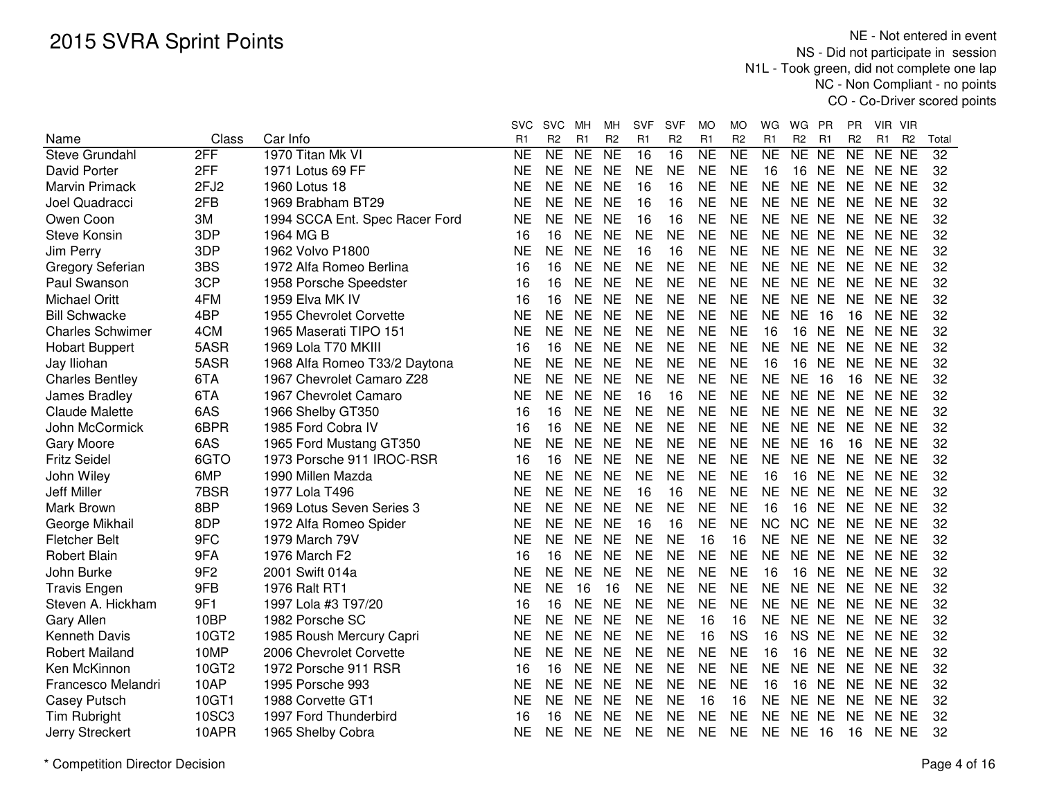# 2015 SVRA Sprint Points

NE - Not entered in event
NS - Did not participate in session
N1L - Took green, did not complete one lap
NC - Non Compliant - no points
CO - Co-Driver scored points

| Name | Class | Car Info | SVC R1 | SVC R2 | MH R1 | MH R2 | SVF R1 | SVF R2 | MO R1 | MO R2 | WG R1 | WG R2 | PR R1 | PR R2 | VIR R1 | VIR R2 | Total |
|---|---|---|---|---|---|---|---|---|---|---|---|---|---|---|---|---|---|
| Steve Grundahl | 2FF | 1970 Titan Mk VI | NE | NE | NE | NE | 16 | 16 | NE | NE | NE | NE | NE | NE | NE | NE | 32 |
| David Porter | 2FF | 1971 Lotus 69 FF | NE | NE | NE | NE | NE | NE | NE | NE | 16 | 16 | NE | NE | NE | NE | 32 |
| Marvin Primack | 2FJ2 | 1960 Lotus 18 | NE | NE | NE | NE | 16 | 16 | NE | NE | NE | NE | NE | NE | NE | NE | 32 |
| Joel Quadracci | 2FB | 1969 Brabham BT29 | NE | NE | NE | NE | 16 | 16 | NE | NE | NE | NE | NE | NE | NE | NE | 32 |
| Owen Coon | 3M | 1994 SCCA Ent. Spec Racer Ford | NE | NE | NE | NE | 16 | 16 | NE | NE | NE | NE | NE | NE | NE | NE | 32 |
| Steve Konsin | 3DP | 1964 MG B | 16 | 16 | NE | NE | NE | NE | NE | NE | NE | NE | NE | NE | NE | NE | 32 |
| Jim Perry | 3DP | 1962 Volvo P1800 | NE | NE | NE | NE | 16 | 16 | NE | NE | NE | NE | NE | NE | NE | NE | 32 |
| Gregory Seferian | 3BS | 1972 Alfa Romeo Berlina | 16 | 16 | NE | NE | NE | NE | NE | NE | NE | NE | NE | NE | NE | NE | 32 |
| Paul Swanson | 3CP | 1958 Porsche Speedster | 16 | 16 | NE | NE | NE | NE | NE | NE | NE | NE | NE | NE | NE | NE | 32 |
| Michael Oritt | 4FM | 1959 Elva MK IV | 16 | 16 | NE | NE | NE | NE | NE | NE | NE | NE | NE | NE | NE | NE | 32 |
| Bill Schwacke | 4BP | 1955 Chevrolet Corvette | NE | NE | NE | NE | NE | NE | NE | NE | NE | NE | 16 | 16 | NE | NE | 32 |
| Charles Schwimer | 4CM | 1965 Maserati TIPO 151 | NE | NE | NE | NE | NE | NE | NE | NE | 16 | 16 | NE | NE | NE | NE | 32 |
| Hobart Buppert | 5ASR | 1969 Lola T70 MKIII | 16 | 16 | NE | NE | NE | NE | NE | NE | NE | NE | NE | NE | NE | NE | 32 |
| Jay Iliohan | 5ASR | 1968 Alfa Romeo T33/2 Daytona | NE | NE | NE | NE | NE | NE | NE | NE | 16 | 16 | NE | NE | NE | NE | 32 |
| Charles Bentley | 6TA | 1967 Chevrolet Camaro Z28 | NE | NE | NE | NE | NE | NE | NE | NE | NE | NE | 16 | 16 | NE | NE | 32 |
| James Bradley | 6TA | 1967 Chevrolet Camaro | NE | NE | NE | NE | 16 | 16 | NE | NE | NE | NE | NE | NE | NE | NE | 32 |
| Claude Malette | 6AS | 1966 Shelby GT350 | 16 | 16 | NE | NE | NE | NE | NE | NE | NE | NE | NE | NE | NE | NE | 32 |
| John McCormick | 6BPR | 1985 Ford Cobra IV | 16 | 16 | NE | NE | NE | NE | NE | NE | NE | NE | NE | NE | NE | NE | 32 |
| Gary Moore | 6AS | 1965 Ford Mustang GT350 | NE | NE | NE | NE | NE | NE | NE | NE | NE | NE | 16 | 16 | NE | NE | 32 |
| Fritz Seidel | 6GTO | 1973 Porsche 911 IROC-RSR | 16 | 16 | NE | NE | NE | NE | NE | NE | NE | NE | NE | NE | NE | NE | 32 |
| John Wiley | 6MP | 1990 Millen Mazda | NE | NE | NE | NE | NE | NE | NE | NE | 16 | 16 | NE | NE | NE | NE | 32 |
| Jeff Miller | 7BSR | 1977 Lola T496 | NE | NE | NE | NE | 16 | 16 | NE | NE | NE | NE | NE | NE | NE | NE | 32 |
| Mark Brown | 8BP | 1969 Lotus Seven Series 3 | NE | NE | NE | NE | NE | NE | NE | NE | 16 | 16 | NE | NE | NE | NE | 32 |
| George Mikhail | 8DP | 1972 Alfa Romeo Spider | NE | NE | NE | NE | 16 | 16 | NE | NE | NC | NC | NE | NE | NE | NE | 32 |
| Fletcher Belt | 9FC | 1979 March 79V | NE | NE | NE | NE | NE | NE | 16 | 16 | NE | NE | NE | NE | NE | NE | 32 |
| Robert Blain | 9FA | 1976 March F2 | 16 | 16 | NE | NE | NE | NE | NE | NE | NE | NE | NE | NE | NE | NE | 32 |
| John Burke | 9F2 | 2001 Swift 014a | NE | NE | NE | NE | NE | NE | NE | NE | 16 | 16 | NE | NE | NE | NE | 32 |
| Travis Engen | 9FB | 1976 Ralt RT1 | NE | NE | 16 | 16 | NE | NE | NE | NE | NE | NE | NE | NE | NE | NE | 32 |
| Steven A. Hickham | 9F1 | 1997 Lola #3 T97/20 | 16 | 16 | NE | NE | NE | NE | NE | NE | NE | NE | NE | NE | NE | NE | 32 |
| Gary Allen | 10BP | 1982 Porsche SC | NE | NE | NE | NE | NE | NE | 16 | 16 | NE | NE | NE | NE | NE | NE | 32 |
| Kenneth Davis | 10GT2 | 1985 Roush Mercury Capri | NE | NE | NE | NE | NE | NE | 16 | NS | 16 | NS | NE | NE | NE | NE | 32 |
| Robert Mailand | 10MP | 2006 Chevrolet Corvette | NE | NE | NE | NE | NE | NE | NE | NE | 16 | 16 | NE | NE | NE | NE | 32 |
| Ken McKinnon | 10GT2 | 1972 Porsche 911 RSR | 16 | 16 | NE | NE | NE | NE | NE | NE | NE | NE | NE | NE | NE | NE | 32 |
| Francesco Melandri | 10AP | 1995 Porsche 993 | NE | NE | NE | NE | NE | NE | NE | NE | 16 | 16 | NE | NE | NE | NE | 32 |
| Casey Putsch | 10GT1 | 1988 Corvette GT1 | NE | NE | NE | NE | NE | NE | 16 | 16 | NE | NE | NE | NE | NE | NE | 32 |
| Tim Rubright | 10SC3 | 1997 Ford Thunderbird | 16 | 16 | NE | NE | NE | NE | NE | NE | NE | NE | NE | NE | NE | NE | 32 |
| Jerry Streckert | 10APR | 1965 Shelby Cobra | NE | NE | NE | NE | NE | NE | NE | NE | NE | NE | 16 | 16 | NE | NE | 32 |

\* Competition Director Decision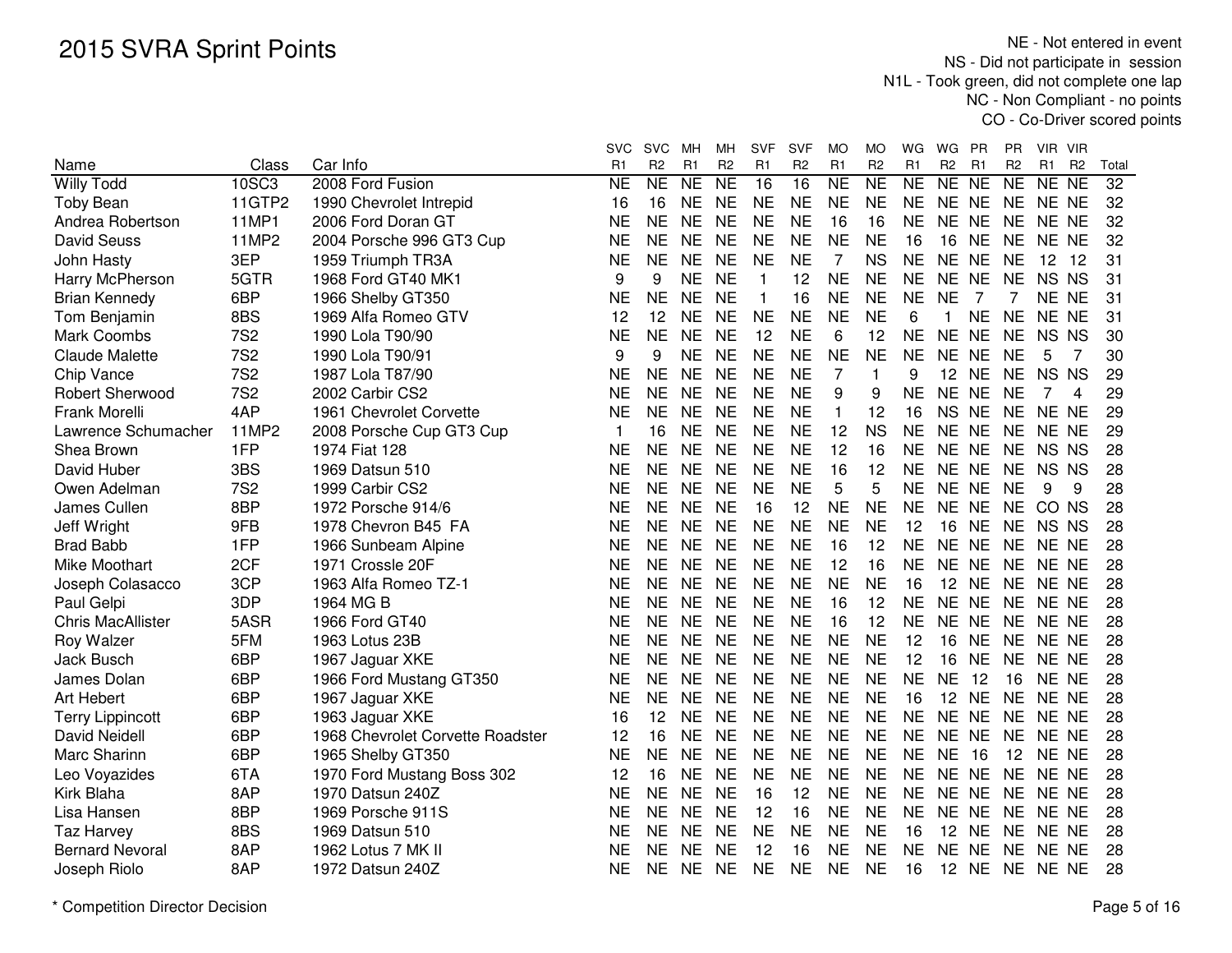# 2015 SVRA Sprint Points

NE - Not entered in event
NS - Did not participate in session
N1L - Took green, did not complete one lap
NC - Non Compliant - no points
CO - Co-Driver scored points

| Name | Class | Car Info | SVC R1 | SVC R2 | MH R1 | MH R2 | SVF R1 | SVF R2 | MO R1 | MO R2 | WG R1 | WG R2 | PR R1 | PR R2 | VIR R1 | VIR R2 | Total |
|---|---|---|---|---|---|---|---|---|---|---|---|---|---|---|---|---|---|
| Willy Todd | 10SC3 | 2008 Ford Fusion | NE | NE | NE | NE | 16 | 16 | NE | NE | NE | NE | NE | NE | NE | NE | 32 |
| Toby Bean | 11GTP2 | 1990 Chevrolet Intrepid | 16 | 16 | NE | NE | NE | NE | NE | NE | NE | NE | NE | NE | NE | NE | 32 |
| Andrea Robertson | 11MP1 | 2006 Ford Doran GT | NE | NE | NE | NE | NE | NE | 16 | 16 | NE | NE | NE | NE | NE | NE | 32 |
| David Seuss | 11MP2 | 2004 Porsche 996 GT3 Cup | NE | NE | NE | NE | NE | NE | NE | NE | 16 | 16 | NE | NE | NE | NE | 32 |
| John Hasty | 3EP | 1959 Triumph TR3A | NE | NE | NE | NE | NE | NE | 7 | NS | NE | NE | NE | NE | 12 | 12 | 31 |
| Harry McPherson | 5GTR | 1968 Ford GT40 MK1 | 9 | 9 | NE | NE | 1 | 12 | NE | NE | NE | NE | NE | NE | NS | NS | 31 |
| Brian Kennedy | 6BP | 1966 Shelby GT350 | NE | NE | NE | NE | 1 | 16 | NE | NE | NE | NE | 7 | 7 | NE | NE | 31 |
| Tom Benjamin | 8BS | 1969 Alfa Romeo GTV | 12 | 12 | NE | NE | NE | NE | NE | NE | 6 | 1 | NE | NE | NE | NE | 31 |
| Mark Coombs | 7S2 | 1990 Lola T90/90 | NE | NE | NE | NE | 12 | NE | 6 | 12 | NE | NE | NE | NE | NS | NS | 30 |
| Claude Malette | 7S2 | 1990 Lola T90/91 | 9 | 9 | NE | NE | NE | NE | NE | NE | NE | NE | NE | NE | 5 | 7 | 30 |
| Chip Vance | 7S2 | 1987 Lola T87/90 | NE | NE | NE | NE | NE | NE | 7 | 1 | 9 | 12 | NE | NE | NS | NS | 29 |
| Robert Sherwood | 7S2 | 2002 Carbir CS2 | NE | NE | NE | NE | NE | NE | 9 | 9 | NE | NE | NE | NE | 7 | 4 | 29 |
| Frank Morelli | 4AP | 1961 Chevrolet Corvette | NE | NE | NE | NE | NE | NE | 1 | 12 | 16 | NS | NE | NE | NE | NE | 29 |
| Lawrence Schumacher | 11MP2 | 2008 Porsche Cup GT3 Cup | 1 | 16 | NE | NE | NE | NE | 12 | NS | NE | NE | NE | NE | NE | NE | 29 |
| Shea Brown | 1FP | 1974 Fiat 128 | NE | NE | NE | NE | NE | NE | 12 | 16 | NE | NE | NE | NE | NS | NS | 28 |
| David Huber | 3BS | 1969 Datsun 510 | NE | NE | NE | NE | NE | NE | 16 | 12 | NE | NE | NE | NE | NS | NS | 28 |
| Owen Adelman | 7S2 | 1999 Carbir CS2 | NE | NE | NE | NE | NE | NE | 5 | 5 | NE | NE | NE | NE | 9 | 9 | 28 |
| James Cullen | 8BP | 1972 Porsche 914/6 | NE | NE | NE | NE | 16 | 12 | NE | NE | NE | NE | NE | NE | CO | NS | 28 |
| Jeff Wright | 9FB | 1978 Chevron B45 FA | NE | NE | NE | NE | NE | NE | NE | NE | 12 | 16 | NE | NE | NS | NS | 28 |
| Brad Babb | 1FP | 1966 Sunbeam Alpine | NE | NE | NE | NE | NE | NE | 16 | 12 | NE | NE | NE | NE | NE | NE | 28 |
| Mike Moothart | 2CF | 1971 Crossle 20F | NE | NE | NE | NE | NE | NE | 12 | 16 | NE | NE | NE | NE | NE | NE | 28 |
| Joseph Colasacco | 3CP | 1963 Alfa Romeo TZ-1 | NE | NE | NE | NE | NE | NE | NE | NE | 16 | 12 | NE | NE | NE | NE | 28 |
| Paul Gelpi | 3DP | 1964 MG B | NE | NE | NE | NE | NE | NE | 16 | 12 | NE | NE | NE | NE | NE | NE | 28 |
| Chris MacAllister | 5ASR | 1966 Ford GT40 | NE | NE | NE | NE | NE | NE | 16 | 12 | NE | NE | NE | NE | NE | NE | 28 |
| Roy Walzer | 5FM | 1963 Lotus 23B | NE | NE | NE | NE | NE | NE | NE | NE | 12 | 16 | NE | NE | NE | NE | 28 |
| Jack Busch | 6BP | 1967 Jaguar XKE | NE | NE | NE | NE | NE | NE | NE | NE | 12 | 16 | NE | NE | NE | NE | 28 |
| James Dolan | 6BP | 1966 Ford Mustang GT350 | NE | NE | NE | NE | NE | NE | NE | NE | NE | NE | 12 | 16 | NE | NE | 28 |
| Art Hebert | 6BP | 1967 Jaguar XKE | NE | NE | NE | NE | NE | NE | NE | NE | 16 | 12 | NE | NE | NE | NE | 28 |
| Terry Lippincott | 6BP | 1963 Jaguar XKE | 16 | 12 | NE | NE | NE | NE | NE | NE | NE | NE | NE | NE | NE | NE | 28 |
| David Neidell | 6BP | 1968 Chevrolet Corvette Roadster | 12 | 16 | NE | NE | NE | NE | NE | NE | NE | NE | NE | NE | NE | NE | 28 |
| Marc Sharinn | 6BP | 1965 Shelby GT350 | NE | NE | NE | NE | NE | NE | NE | NE | NE | NE | 16 | 12 | NE | NE | 28 |
| Leo Voyazides | 6TA | 1970 Ford Mustang Boss 302 | 12 | 16 | NE | NE | NE | NE | NE | NE | NE | NE | NE | NE | NE | NE | 28 |
| Kirk Blaha | 8AP | 1970 Datsun 240Z | NE | NE | NE | NE | 16 | 12 | NE | NE | NE | NE | NE | NE | NE | NE | 28 |
| Lisa Hansen | 8BP | 1969 Porsche 911S | NE | NE | NE | NE | 12 | 16 | NE | NE | NE | NE | NE | NE | NE | NE | 28 |
| Taz Harvey | 8BS | 1969 Datsun 510 | NE | NE | NE | NE | NE | NE | NE | NE | 16 | 12 | NE | NE | NE | NE | 28 |
| Bernard Nevoral | 8AP | 1962 Lotus 7 MK II | NE | NE | NE | NE | 12 | 16 | NE | NE | NE | NE | NE | NE | NE | NE | 28 |
| Joseph Riolo | 8AP | 1972 Datsun 240Z | NE | NE | NE | NE | NE | NE | NE | NE | 16 | 12 | NE | NE | NE | NE | 28 |

* Competition Director Decision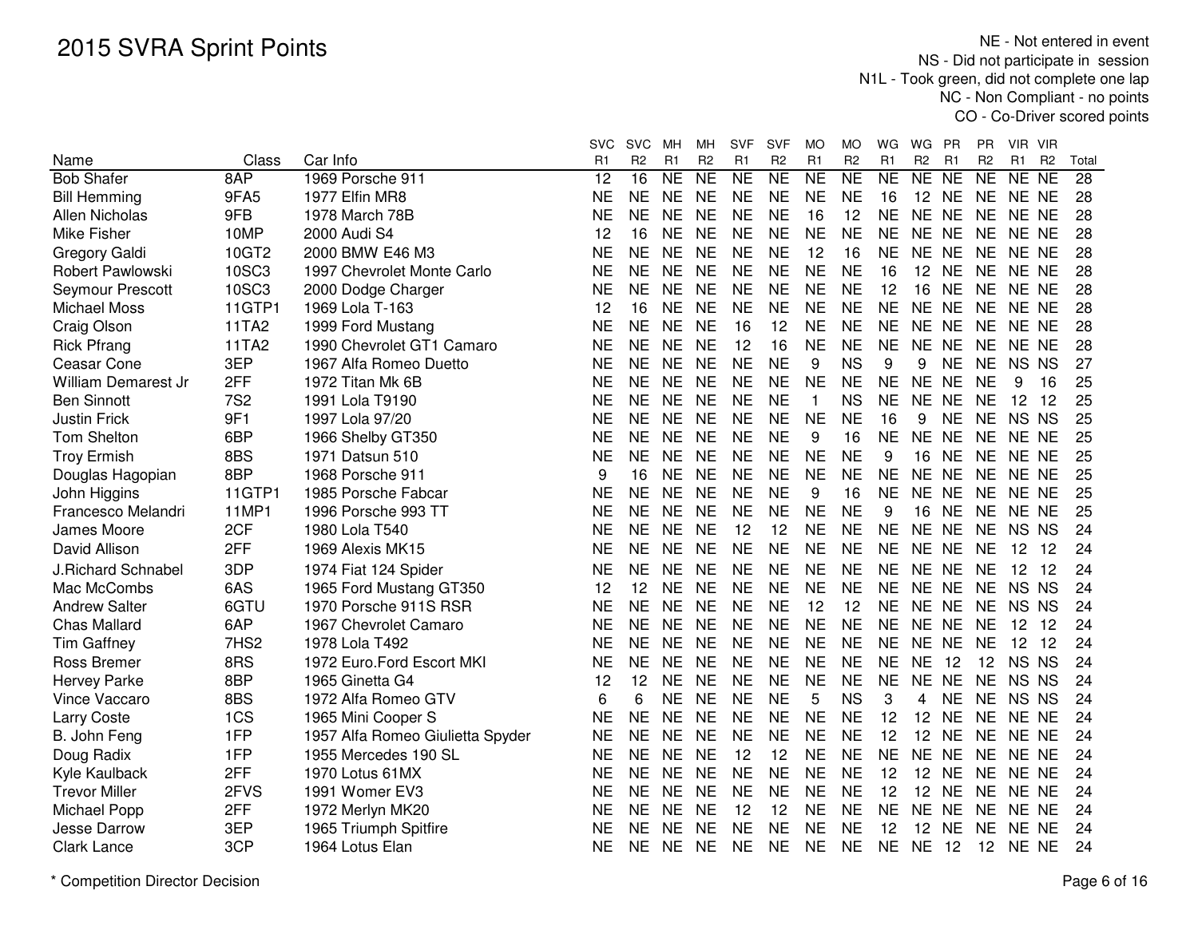# 2015 SVRA Sprint Points

NE - Not entered in event
NS - Did not participate in session
N1L - Took green, did not complete one lap
NC - Non Compliant - no points
CO - Co-Driver scored points

| Name | Class | Car Info | SVC R1 | SVC R2 | MH R1 | MH R2 | SVF R1 | SVF R2 | MO R1 | MO R2 | WG R1 | WG R2 | PR R1 | PR R2 | VIR R1 | VIR R2 | Total |
|---|---|---|---|---|---|---|---|---|---|---|---|---|---|---|---|---|---|
| Bob Shafer | 8AP | 1969 Porsche 911 | 12 | 16 | NE | NE | NE | NE | NE | NE | NE | NE | NE | NE | NE | NE | 28 |
| Bill Hemming | 9FA5 | 1977 Elfin MR8 | NE | NE | NE | NE | NE | NE | NE | NE | 16 | 12 | NE | NE | NE | NE | 28 |
| Allen Nicholas | 9FB | 1978 March 78B | NE | NE | NE | NE | NE | NE | 16 | 12 | NE | NE | NE | NE | NE | NE | 28 |
| Mike Fisher | 10MP | 2000 Audi S4 | 12 | 16 | NE | NE | NE | NE | NE | NE | NE | NE | NE | NE | NE | NE | 28 |
| Gregory Galdi | 10GT2 | 2000 BMW E46 M3 | NE | NE | NE | NE | NE | NE | 12 | 16 | NE | NE | NE | NE | NE | NE | 28 |
| Robert Pawlowski | 10SC3 | 1997 Chevrolet Monte Carlo | NE | NE | NE | NE | NE | NE | NE | NE | 16 | 12 | NE | NE | NE | NE | 28 |
| Seymour Prescott | 10SC3 | 2000 Dodge Charger | NE | NE | NE | NE | NE | NE | NE | NE | 12 | 16 | NE | NE | NE | NE | 28 |
| Michael Moss | 11GTP1 | 1969 Lola T-163 | 12 | 16 | NE | NE | NE | NE | NE | NE | NE | NE | NE | NE | NE | NE | 28 |
| Craig Olson | 11TA2 | 1999 Ford Mustang | NE | NE | NE | NE | 16 | 12 | NE | NE | NE | NE | NE | NE | NE | NE | 28 |
| Rick Pfrang | 11TA2 | 1990 Chevrolet GT1 Camaro | NE | NE | NE | NE | 12 | 16 | NE | NE | NE | NE | NE | NE | NE | NE | 28 |
| Ceasar Cone | 3EP | 1967 Alfa Romeo Duetto | NE | NE | NE | NE | NE | NE | 9 | NS | 9 | 9 | NE | NE | NS | NS | 27 |
| William Demarest Jr | 2FF | 1972 Titan Mk 6B | NE | NE | NE | NE | NE | NE | NE | NE | NE | NE | NE | NE | 9 | 16 | 25 |
| Ben Sinnott | 7S2 | 1991 Lola T9190 | NE | NE | NE | NE | NE | NE | 1 | NS | NE | NE | NE | NE | 12 | 12 | 25 |
| Justin Frick | 9F1 | 1997 Lola 97/20 | NE | NE | NE | NE | NE | NE | NE | NE | 16 | 9 | NE | NE | NS | NS | 25 |
| Tom Shelton | 6BP | 1966 Shelby GT350 | NE | NE | NE | NE | NE | NE | 9 | 16 | NE | NE | NE | NE | NE | NE | 25 |
| Troy Ermish | 8BS | 1971 Datsun 510 | NE | NE | NE | NE | NE | NE | NE | NE | 9 | 16 | NE | NE | NE | NE | 25 |
| Douglas Hagopian | 8BP | 1968 Porsche 911 | 9 | 16 | NE | NE | NE | NE | NE | NE | NE | NE | NE | NE | NE | NE | 25 |
| John Higgins | 11GTP1 | 1985 Porsche Fabcar | NE | NE | NE | NE | NE | NE | 9 | 16 | NE | NE | NE | NE | NE | NE | 25 |
| Francesco Melandri | 11MP1 | 1996 Porsche 993 TT | NE | NE | NE | NE | NE | NE | NE | NE | 9 | 16 | NE | NE | NE | NE | 25 |
| James Moore | 2CF | 1980 Lola T540 | NE | NE | NE | NE | 12 | 12 | NE | NE | NE | NE | NE | NE | NS | NS | 24 |
| David Allison | 2FF | 1969 Alexis MK15 | NE | NE | NE | NE | NE | NE | NE | NE | NE | NE | NE | NE | 12 | 12 | 24 |
| J.Richard Schnabel | 3DP | 1974 Fiat 124 Spider | NE | NE | NE | NE | NE | NE | NE | NE | NE | NE | NE | NE | 12 | 12 | 24 |
| Mac McCombs | 6AS | 1965 Ford Mustang GT350 | 12 | 12 | NE | NE | NE | NE | NE | NE | NE | NE | NE | NE | NS | NS | 24 |
| Andrew Salter | 6GTU | 1970 Porsche 911S RSR | NE | NE | NE | NE | NE | NE | 12 | 12 | NE | NE | NE | NE | NS | NS | 24 |
| Chas Mallard | 6AP | 1967 Chevrolet Camaro | NE | NE | NE | NE | NE | NE | NE | NE | NE | NE | NE | NE | 12 | 12 | 24 |
| Tim Gaffney | 7HS2 | 1978 Lola T492 | NE | NE | NE | NE | NE | NE | NE | NE | NE | NE | NE | NE | 12 | 12 | 24 |
| Ross Bremer | 8RS | 1972 Euro.Ford Escort MKI | NE | NE | NE | NE | NE | NE | NE | NE | NE | NE | 12 | 12 | NS | NS | 24 |
| Hervey Parke | 8BP | 1965 Ginetta G4 | 12 | 12 | NE | NE | NE | NE | NE | NE | NE | NE | NE | NE | NS | NS | 24 |
| Vince Vaccaro | 8BS | 1972 Alfa Romeo GTV | 6 | 6 | NE | NE | NE | NE | 5 | NS | 3 | 4 | NE | NE | NS | NS | 24 |
| Larry Coste | 1CS | 1965 Mini Cooper S | NE | NE | NE | NE | NE | NE | NE | NE | 12 | 12 | NE | NE | NE | NE | 24 |
| B. John Feng | 1FP | 1957 Alfa Romeo Giulietta Spyder | NE | NE | NE | NE | NE | NE | NE | NE | 12 | 12 | NE | NE | NE | NE | 24 |
| Doug Radix | 1FP | 1955 Mercedes 190 SL | NE | NE | NE | NE | 12 | 12 | NE | NE | NE | NE | NE | NE | NE | NE | 24 |
| Kyle Kaulback | 2FF | 1970 Lotus 61MX | NE | NE | NE | NE | NE | NE | NE | NE | 12 | 12 | NE | NE | NE | NE | 24 |
| Trevor Miller | 2FVS | 1991 Womer EV3 | NE | NE | NE | NE | NE | NE | NE | NE | 12 | 12 | NE | NE | NE | NE | 24 |
| Michael Popp | 2FF | 1972 Merlyn MK20 | NE | NE | NE | NE | 12 | 12 | NE | NE | NE | NE | NE | NE | NE | NE | 24 |
| Jesse Darrow | 3EP | 1965 Triumph Spitfire | NE | NE | NE | NE | NE | NE | NE | NE | 12 | 12 | NE | NE | NE | NE | 24 |
| Clark Lance | 3CP | 1964 Lotus Elan | NE | NE | NE | NE | NE | NE | NE | NE | NE | NE | 12 | 12 | NE | NE | 24 |

\* Competition Director Decision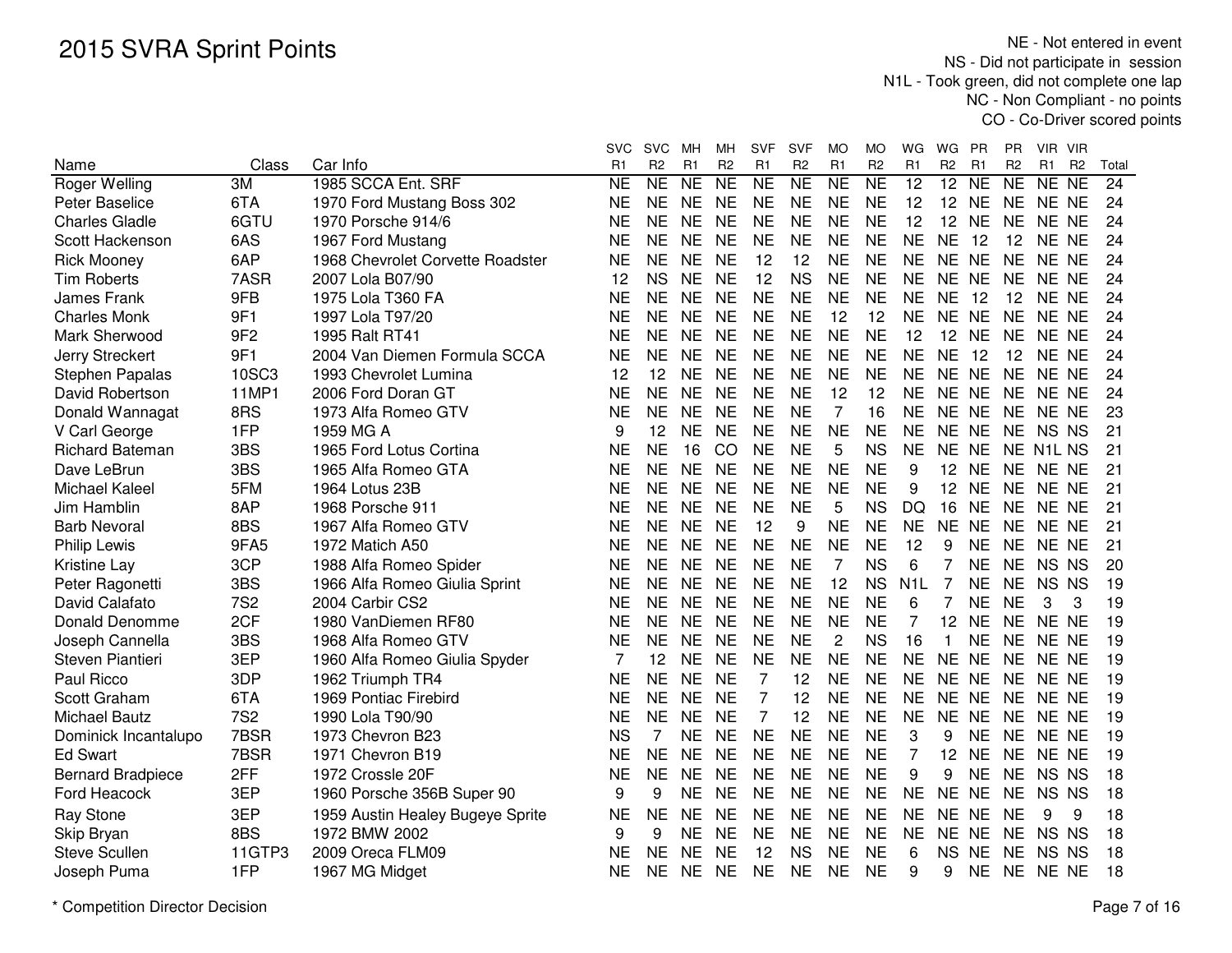# 2015 SVRA Sprint Points

NE - Not entered in event
NS - Did not participate in session
N1L - Took green, did not complete one lap
NC - Non Compliant - no points
CO - Co-Driver scored points

| Name | Class | Car Info | SVC R1 | SVC R2 | MH R1 | MH R2 | SVF R1 | SVF R2 | MO R1 | MO R2 | WG R1 | WG R2 | PR R1 | PR R2 | VIR R1 | VIR R2 | Total |
|---|---|---|---|---|---|---|---|---|---|---|---|---|---|---|---|---|---|
| Roger Welling | 3M | 1985 SCCA Ent. SRF | NE | NE | NE | NE | NE | NE | NE | NE | 12 | 12 | NE | NE | NE | NE | 24 |
| Peter Baselice | 6TA | 1970 Ford Mustang Boss 302 | NE | NE | NE | NE | NE | NE | NE | NE | 12 | 12 | NE | NE | NE | NE | 24 |
| Charles Gladle | 6GTU | 1970 Porsche 914/6 | NE | NE | NE | NE | NE | NE | NE | NE | 12 | 12 | NE | NE | NE | NE | 24 |
| Scott Hackenson | 6AS | 1967 Ford Mustang | NE | NE | NE | NE | NE | NE | NE | NE | NE | NE | 12 | 12 | NE | NE | 24 |
| Rick Mooney | 6AP | 1968 Chevrolet Corvette Roadster | NE | NE | NE | NE | 12 | 12 | NE | NE | NE | NE | NE | NE | NE | NE | 24 |
| Tim Roberts | 7ASR | 2007 Lola B07/90 | 12 | NS | NE | NE | 12 | NS | NE | NE | NE | NE | NE | NE | NE | NE | 24 |
| James Frank | 9FB | 1975 Lola T360 FA | NE | NE | NE | NE | NE | NE | NE | NE | NE | NE | 12 | 12 | NE | NE | 24 |
| Charles Monk | 9F1 | 1997 Lola T97/20 | NE | NE | NE | NE | NE | NE | 12 | 12 | NE | NE | NE | NE | NE | NE | 24 |
| Mark Sherwood | 9F2 | 1995 Ralt RT41 | NE | NE | NE | NE | NE | NE | NE | NE | 12 | 12 | NE | NE | NE | NE | 24 |
| Jerry Streckert | 9F1 | 2004 Van Diemen Formula SCCA | NE | NE | NE | NE | NE | NE | NE | NE | NE | NE | 12 | 12 | NE | NE | 24 |
| Stephen Papalas | 10SC3 | 1993 Chevrolet Lumina | 12 | 12 | NE | NE | NE | NE | NE | NE | NE | NE | NE | NE | NE | NE | 24 |
| David Robertson | 11MP1 | 2006 Ford Doran GT | NE | NE | NE | NE | NE | NE | 12 | 12 | NE | NE | NE | NE | NE | NE | 24 |
| Donald Wannagat | 8RS | 1973 Alfa Romeo GTV | NE | NE | NE | NE | NE | NE | 7 | 16 | NE | NE | NE | NE | NE | NE | 23 |
| V Carl George | 1FP | 1959 MG A | 9 | 12 | NE | NE | NE | NE | NE | NE | NE | NE | NE | NE | NS | NS | 21 |
| Richard Bateman | 3BS | 1965 Ford Lotus Cortina | NE | NE | 16 | CO | NE | NE | 5 | NS | NE | NE | NE | NE | N1L | NS | 21 |
| Dave LeBrun | 3BS | 1965 Alfa Romeo GTA | NE | NE | NE | NE | NE | NE | NE | NE | 9 | 12 | NE | NE | NE | NE | 21 |
| Michael Kaleel | 5FM | 1964 Lotus 23B | NE | NE | NE | NE | NE | NE | NE | NE | 9 | 12 | NE | NE | NE | NE | 21 |
| Jim Hamblin | 8AP | 1968 Porsche 911 | NE | NE | NE | NE | NE | NE | 5 | NS | DQ | 16 | NE | NE | NE | NE | 21 |
| Barb Nevoral | 8BS | 1967 Alfa Romeo GTV | NE | NE | NE | NE | 12 | 9 | NE | NE | NE | NE | NE | NE | NE | NE | 21 |
| Philip Lewis | 9FA5 | 1972 Matich A50 | NE | NE | NE | NE | NE | NE | NE | NE | 12 | 9 | NE | NE | NE | NE | 21 |
| Kristine Lay | 3CP | 1988 Alfa Romeo Spider | NE | NE | NE | NE | NE | NE | 7 | NS | 6 | 7 | NE | NE | NS | NS | 20 |
| Peter Ragonetti | 3BS | 1966 Alfa Romeo Giulia Sprint | NE | NE | NE | NE | NE | NE | 12 | NS | N1L | 7 | NE | NE | NS | NS | 19 |
| David Calafato | 7S2 | 2004 Carbir CS2 | NE | NE | NE | NE | NE | NE | NE | NE | 6 | 7 | NE | NE | 3 | 3 | 19 |
| Donald Denomme | 2CF | 1980 VanDiemen RF80 | NE | NE | NE | NE | NE | NE | NE | NE | 7 | 12 | NE | NE | NE | NE | 19 |
| Joseph Cannella | 3BS | 1968 Alfa Romeo GTV | NE | NE | NE | NE | NE | NE | 2 | NS | 16 | 1 | NE | NE | NE | NE | 19 |
| Steven Piantieri | 3EP | 1960 Alfa Romeo Giulia Spyder | 7 | 12 | NE | NE | NE | NE | NE | NE | NE | NE | NE | NE | NE | NE | 19 |
| Paul Ricco | 3DP | 1962 Triumph TR4 | NE | NE | NE | NE | 7 | 12 | NE | NE | NE | NE | NE | NE | NE | NE | 19 |
| Scott Graham | 6TA | 1969 Pontiac Firebird | NE | NE | NE | NE | 7 | 12 | NE | NE | NE | NE | NE | NE | NE | NE | 19 |
| Michael Bautz | 7S2 | 1990 Lola T90/90 | NE | NE | NE | NE | 7 | 12 | NE | NE | NE | NE | NE | NE | NE | NE | 19 |
| Dominick Incantalupo | 7BSR | 1973 Chevron B23 | NS | 7 | NE | NE | NE | NE | NE | NE | 3 | 9 | NE | NE | NE | NE | 19 |
| Ed Swart | 7BSR | 1971 Chevron B19 | NE | NE | NE | NE | NE | NE | NE | NE | 7 | 12 | NE | NE | NE | NE | 19 |
| Bernard Bradpiece | 2FF | 1972 Crossle 20F | NE | NE | NE | NE | NE | NE | NE | NE | 9 | 9 | NE | NE | NS | NS | 18 |
| Ford Heacock | 3EP | 1960 Porsche 356B Super 90 | 9 | 9 | NE | NE | NE | NE | NE | NE | NE | NE | NE | NE | NS | NS | 18 |
| Ray Stone | 3EP | 1959 Austin Healey Bugeye Sprite | NE | NE | NE | NE | NE | NE | NE | NE | NE | NE | NE | NE | 9 | 9 | 18 |
| Skip Bryan | 8BS | 1972 BMW 2002 | 9 | 9 | NE | NE | NE | NE | NE | NE | NE | NE | NE | NE | NS | NS | 18 |
| Steve Scullen | 11GTP3 | 2009 Oreca FLM09 | NE | NE | NE | NE | 12 | NS | NE | NE | 6 | NS | NE | NE | NS | NS | 18 |
| Joseph Puma | 1FP | 1967 MG Midget | NE | NE | NE | NE | NE | NE | NE | NE | 9 | 9 | NE | NE | NE | NE | 18 |

* Competition Director Decision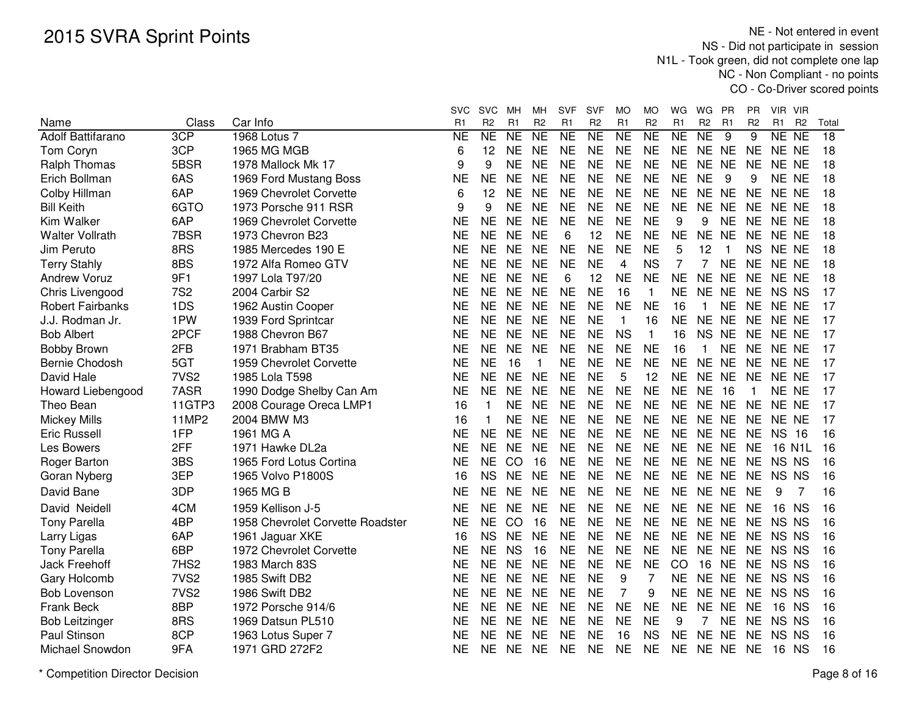# 2015 SVRA Sprint Points

NE - Not entered in event
NS - Did not participate in session
N1L - Took green, did not complete one lap
NC - Non Compliant - no points
CO - Co-Driver scored points

| Name | Class | Car Info | SVC R1 | SVC R2 | MH R1 | MH R2 | SVF R1 | SVF R2 | MO R1 | MO R2 | WG R1 | WG R2 | PR R1 | PR R2 | VIR R1 | VIR R2 | Total |
|---|---|---|---|---|---|---|---|---|---|---|---|---|---|---|---|---|---|
| Adolf Battifarano | 3CP | 1968 Lotus 7 | NE | NE | NE | NE | NE | NE | NE | NE | NE | NE | 9 | 9 | NE | NE | 18 |
| Tom Coryn | 3CP | 1965 MG MGB | 6 | 12 | NE | NE | NE | NE | NE | NE | NE | NE | NE | NE | NE | NE | 18 |
| Ralph Thomas | 5BSR | 1978 Mallock Mk 17 | 9 | 9 | NE | NE | NE | NE | NE | NE | NE | NE | NE | NE | NE | NE | 18 |
| Erich Bollman | 6AS | 1969 Ford Mustang Boss | NE | NE | NE | NE | NE | NE | NE | NE | NE | NE | 9 | 9 | NE | NE | 18 |
| Colby Hillman | 6AP | 1969 Chevrolet Corvette | 6 | 12 | NE | NE | NE | NE | NE | NE | NE | NE | NE | NE | NE | NE | 18 |
| Bill Keith | 6GTO | 1973 Porsche 911 RSR | 9 | 9 | NE | NE | NE | NE | NE | NE | NE | NE | NE | NE | NE | NE | 18 |
| Kim Walker | 6AP | 1969 Chevrolet Corvette | NE | NE | NE | NE | NE | NE | NE | NE | 9 | 9 | NE | NE | NE | NE | 18 |
| Walter Vollrath | 7BSR | 1973 Chevron B23 | NE | NE | NE | NE | 6 | 12 | NE | NE | NE | NE | NE | NE | NE | NE | 18 |
| Jim Peruto | 8RS | 1985 Mercedes 190 E | NE | NE | NE | NE | NE | NE | NE | NE | 5 | 12 | 1 | NS | NE | NE | 18 |
| Terry Stahly | 8BS | 1972 Alfa Romeo GTV | NE | NE | NE | NE | NE | NE | 4 | NS | 7 | 7 | NE | NE | NE | NE | 18 |
| Andrew Voruz | 9F1 | 1997 Lola T97/20 | NE | NE | NE | NE | 6 | 12 | NE | NE | NE | NE | NE | NE | NE | NE | 18 |
| Chris Livengood | 7S2 | 2004 Carbir S2 | NE | NE | NE | NE | NE | NE | 16 | 1 | NE | NE | NE | NE | NS | NS | 17 |
| Robert Fairbanks | 1DS | 1962 Austin Cooper | NE | NE | NE | NE | NE | NE | NE | NE | 16 | 1 | NE | NE | NE | NE | 17 |
| J.J. Rodman Jr. | 1PW | 1939 Ford Sprintcar | NE | NE | NE | NE | NE | NE | 1 | 16 | NE | NE | NE | NE | NE | NE | 17 |
| Bob Albert | 2PCF | 1988 Chevron B67 | NE | NE | NE | NE | NE | NE | NS | 1 | 16 | NS | NE | NE | NE | NE | 17 |
| Bobby Brown | 2FB | 1971 Brabham BT35 | NE | NE | NE | NE | NE | NE | NE | NE | 16 | 1 | NE | NE | NE | NE | 17 |
| Bernie Chodosh | 5GT | 1959 Chevrolet Corvette | NE | NE | 16 | 1 | NE | NE | NE | NE | NE | NE | NE | NE | NE | NE | 17 |
| David Hale | 7VS2 | 1985 Lola T598 | NE | NE | NE | NE | NE | NE | 5 | 12 | NE | NE | NE | NE | NE | NE | 17 |
| Howard Liebengood | 7ASR | 1990 Dodge Shelby Can Am | NE | NE | NE | NE | NE | NE | NE | NE | NE | NE | 16 | 1 | NE | NE | 17 |
| Theo Bean | 11GTP3 | 2008 Courage Oreca LMP1 | 16 | 1 | NE | NE | NE | NE | NE | NE | NE | NE | NE | NE | NE | NE | 17 |
| Mickey Mills | 11MP2 | 2004 BMW M3 | 16 | 1 | NE | NE | NE | NE | NE | NE | NE | NE | NE | NE | NE | NE | 17 |
| Eric Russell | 1FP | 1961 MG A | NE | NE | NE | NE | NE | NE | NE | NE | NE | NE | NE | NE | NS | 16 | 16 |
| Les Bowers | 2FF | 1971 Hawke DL2a | NE | NE | NE | NE | NE | NE | NE | NE | NE | NE | NE | NE | 16 | N1L | 16 |
| Roger Barton | 3BS | 1965 Ford Lotus Cortina | NE | NE | CO | 16 | NE | NE | NE | NE | NE | NE | NE | NE | NS | NS | 16 |
| Goran Nyberg | 3EP | 1965 Volvo P1800S | 16 | NS | NE | NE | NE | NE | NE | NE | NE | NE | NE | NE | NS | NS | 16 |
| David Bane | 3DP | 1965 MG B | NE | NE | NE | NE | NE | NE | NE | NE | NE | NE | NE | NE | 9 | 7 | 16 |
| David Neidell | 4CM | 1959 Kellison J-5 | NE | NE | NE | NE | NE | NE | NE | NE | NE | NE | NE | NE | 16 | NS | 16 |
| Tony Parella | 4BP | 1958 Chevrolet Corvette Roadster | NE | NE | CO | 16 | NE | NE | NE | NE | NE | NE | NE | NE | NS | NS | 16 |
| Larry Ligas | 6AP | 1961 Jaguar XKE | 16 | NS | NE | NE | NE | NE | NE | NE | NE | NE | NE | NE | NS | NS | 16 |
| Tony Parella | 6BP | 1972 Chevrolet Corvette | NE | NE | NS | 16 | NE | NE | NE | NE | NE | NE | NE | NE | NS | NS | 16 |
| Jack Freehoff | 7HS2 | 1983 March 83S | NE | NE | NE | NE | NE | NE | NE | NE | CO | 16 | NE | NE | NS | NS | 16 |
| Gary Holcomb | 7VS2 | 1985 Swift DB2 | NE | NE | NE | NE | NE | NE | 9 | 7 | NE | NE | NE | NE | NS | NS | 16 |
| Bob Lovenson | 7VS2 | 1986 Swift DB2 | NE | NE | NE | NE | NE | NE | 7 | 9 | NE | NE | NE | NE | NS | NS | 16 |
| Frank Beck | 8BP | 1972 Porsche 914/6 | NE | NE | NE | NE | NE | NE | NE | NE | NE | NE | NE | NE | 16 | NS | 16 |
| Bob Leitzinger | 8RS | 1969 Datsun PL510 | NE | NE | NE | NE | NE | NE | NE | NE | 9 | 7 | NE | NE | NS | NS | 16 |
| Paul Stinson | 8CP | 1963 Lotus Super 7 | NE | NE | NE | NE | NE | NE | 16 | NS | NE | NE | NE | NE | NS | NS | 16 |
| Michael Snowdon | 9FA | 1971 GRD 272F2 | NE | NE | NE | NE | NE | NE | NE | NE | NE | NE | NE | NE | 16 | NS | 16 |

\* Competition Director Decision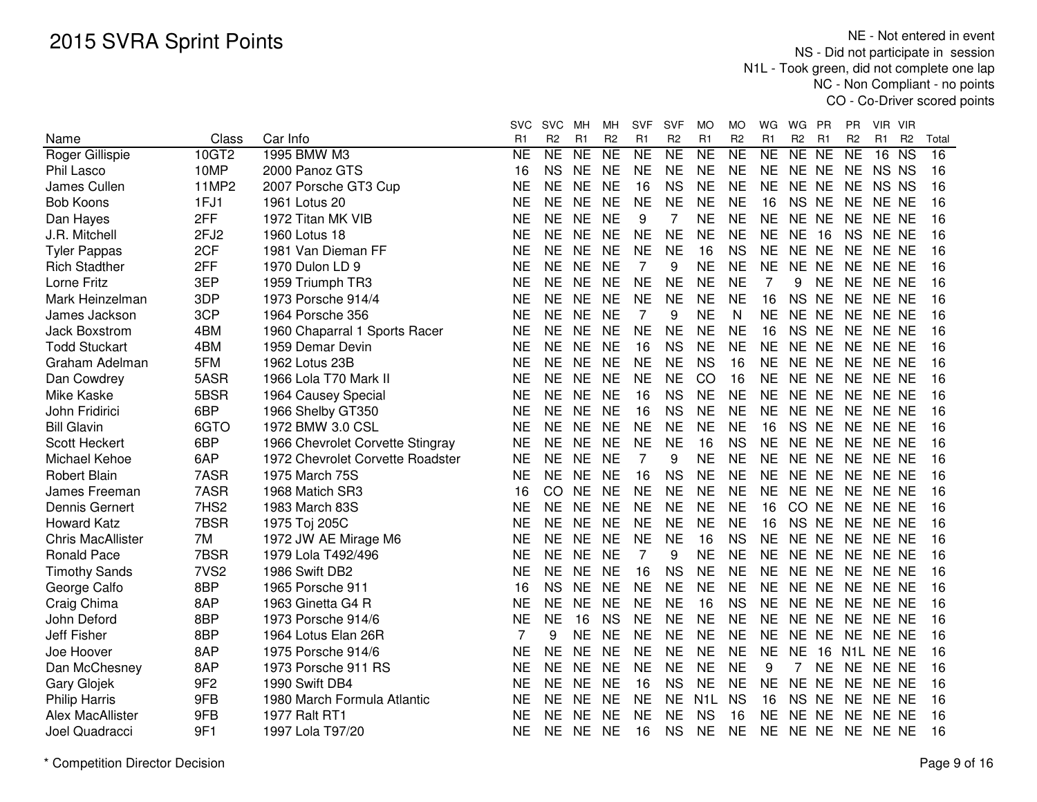# 2015 SVRA Sprint Points

NE - Not entered in event
NS - Did not participate in session
N1L - Took green, did not complete one lap
NC - Non Compliant - no points
CO - Co-Driver scored points

| Name | Class | Car Info | SVC R1 | SVC R2 | MH R1 | MH R2 | SVF R1 | SVF R2 | MO R1 | MO R2 | WG R1 | WG R2 | PR R1 | PR R2 | VIR R1 | VIR R2 | Total |
|---|---|---|---|---|---|---|---|---|---|---|---|---|---|---|---|---|---|
| Roger Gillispie | 10GT2 | 1995 BMW M3 | NE | NE | NE | NE | NE | NE | NE | NE | NE | NE | NE | NE | 16 | NS | 16 |
| Phil Lasco | 10MP | 2000 Panoz GTS | 16 | NS | NE | NE | NE | NE | NE | NE | NE | NE | NE | NE | NS | NS | 16 |
| James Cullen | 11MP2 | 2007 Porsche GT3 Cup | NE | NE | NE | NE | 16 | NS | NE | NE | NE | NE | NE | NE | NS | NS | 16 |
| Bob Koons | 1FJ1 | 1961 Lotus 20 | NE | NE | NE | NE | NE | NE | NE | NE | 16 | NS | NE | NE | NE | NE | 16 |
| Dan Hayes | 2FF | 1972 Titan MK VIB | NE | NE | NE | NE | 9 | 7 | NE | NE | NE | NE | NE | NE | NE | NE | 16 |
| J.R. Mitchell | 2FJ2 | 1960 Lotus 18 | NE | NE | NE | NE | NE | NE | NE | NE | NE | NE | 16 | NS | NE | NE | 16 |
| Tyler Pappas | 2CF | 1981 Van Dieman FF | NE | NE | NE | NE | NE | NE | 16 | NS | NE | NE | NE | NE | NE | NE | 16 |
| Rich Stadther | 2FF | 1970 Dulon LD 9 | NE | NE | NE | NE | 7 | 9 | NE | NE | NE | NE | NE | NE | NE | NE | 16 |
| Lorne Fritz | 3EP | 1959 Triumph TR3 | NE | NE | NE | NE | NE | NE | NE | NE | 7 | 9 | NE | NE | NE | NE | 16 |
| Mark Heinzelman | 3DP | 1973 Porsche 914/4 | NE | NE | NE | NE | NE | NE | NE | NE | 16 | NS | NE | NE | NE | NE | 16 |
| James Jackson | 3CP | 1964 Porsche 356 | NE | NE | NE | NE | 7 | 9 | NE | N | NE | NE | NE | NE | NE | NE | 16 |
| Jack Boxstrom | 4BM | 1960 Chaparral 1 Sports Racer | NE | NE | NE | NE | NE | NE | NE | NE | 16 | NS | NE | NE | NE | NE | 16 |
| Todd Stuckart | 4BM | 1959 Demar Devin | NE | NE | NE | NE | 16 | NS | NE | NE | NE | NE | NE | NE | NE | NE | 16 |
| Graham Adelman | 5FM | 1962 Lotus 23B | NE | NE | NE | NE | NE | NE | NS | 16 | NE | NE | NE | NE | NE | NE | 16 |
| Dan Cowdrey | 5ASR | 1966 Lola T70 Mark II | NE | NE | NE | NE | NE | NE | CO | 16 | NE | NE | NE | NE | NE | NE | 16 |
| Mike Kaske | 5BSR | 1964 Causey Special | NE | NE | NE | NE | 16 | NS | NE | NE | NE | NE | NE | NE | NE | NE | 16 |
| John Fridirici | 6BP | 1966 Shelby GT350 | NE | NE | NE | NE | 16 | NS | NE | NE | NE | NE | NE | NE | NE | NE | 16 |
| Bill Glavin | 6GTO | 1972 BMW 3.0 CSL | NE | NE | NE | NE | NE | NE | NE | NE | 16 | NS | NE | NE | NE | NE | 16 |
| Scott Heckert | 6BP | 1966 Chevrolet Corvette Stingray | NE | NE | NE | NE | NE | NE | 16 | NS | NE | NE | NE | NE | NE | NE | 16 |
| Michael Kehoe | 6AP | 1972 Chevrolet Corvette Roadster | NE | NE | NE | NE | 7 | 9 | NE | NE | NE | NE | NE | NE | NE | NE | 16 |
| Robert Blain | 7ASR | 1975 March 75S | NE | NE | NE | NE | 16 | NS | NE | NE | NE | NE | NE | NE | NE | NE | 16 |
| James Freeman | 7ASR | 1968 Matich SR3 | 16 | CO | NE | NE | NE | NE | NE | NE | NE | NE | NE | NE | NE | NE | 16 |
| Dennis Gernert | 7HS2 | 1983 March 83S | NE | NE | NE | NE | NE | NE | NE | NE | 16 | CO | NE | NE | NE | NE | 16 |
| Howard Katz | 7BSR | 1975 Toj 205C | NE | NE | NE | NE | NE | NE | NE | NE | 16 | NS | NE | NE | NE | NE | 16 |
| Chris MacAllister | 7M | 1972 JW AE Mirage M6 | NE | NE | NE | NE | NE | NE | 16 | NS | NE | NE | NE | NE | NE | NE | 16 |
| Ronald Pace | 7BSR | 1979 Lola T492/496 | NE | NE | NE | NE | 7 | 9 | NE | NE | NE | NE | NE | NE | NE | NE | 16 |
| Timothy Sands | 7VS2 | 1986 Swift DB2 | NE | NE | NE | NE | 16 | NS | NE | NE | NE | NE | NE | NE | NE | NE | 16 |
| George Calfo | 8BP | 1965 Porsche 911 | 16 | NS | NE | NE | NE | NE | NE | NE | NE | NE | NE | NE | NE | NE | 16 |
| Craig Chima | 8AP | 1963 Ginetta G4 R | NE | NE | NE | NE | NE | NE | 16 | NS | NE | NE | NE | NE | NE | NE | 16 |
| John Deford | 8BP | 1973 Porsche 914/6 | NE | NE | 16 | NS | NE | NE | NE | NE | NE | NE | NE | NE | NE | NE | 16 |
| Jeff Fisher | 8BP | 1964 Lotus Elan 26R | 7 | 9 | NE | NE | NE | NE | NE | NE | NE | NE | NE | NE | NE | NE | 16 |
| Joe Hoover | 8AP | 1975 Porsche 914/6 | NE | NE | NE | NE | NE | NE | NE | NE | NE | NE | 16 | N1L | NE | NE | 16 |
| Dan McChesney | 8AP | 1973 Porsche 911 RS | NE | NE | NE | NE | NE | NE | NE | NE | 9 | 7 | NE | NE | NE | NE | 16 |
| Gary Glojek | 9F2 | 1990 Swift DB4 | NE | NE | NE | NE | 16 | NS | NE | NE | NE | NE | NE | NE | NE | NE | 16 |
| Philip Harris | 9FB | 1980 March Formula Atlantic | NE | NE | NE | NE | NE | NE | N1L | NS | 16 | NS | NE | NE | NE | NE | 16 |
| Alex MacAllister | 9FB | 1977 Ralt RT1 | NE | NE | NE | NE | NE | NE | NS | 16 | NE | NE | NE | NE | NE | NE | 16 |
| Joel Quadracci | 9F1 | 1997 Lola T97/20 | NE | NE | NE | NE | 16 | NS | NE | NE | NE | NE | NE | NE | NE | NE | 16 |

\* Competition Director Decision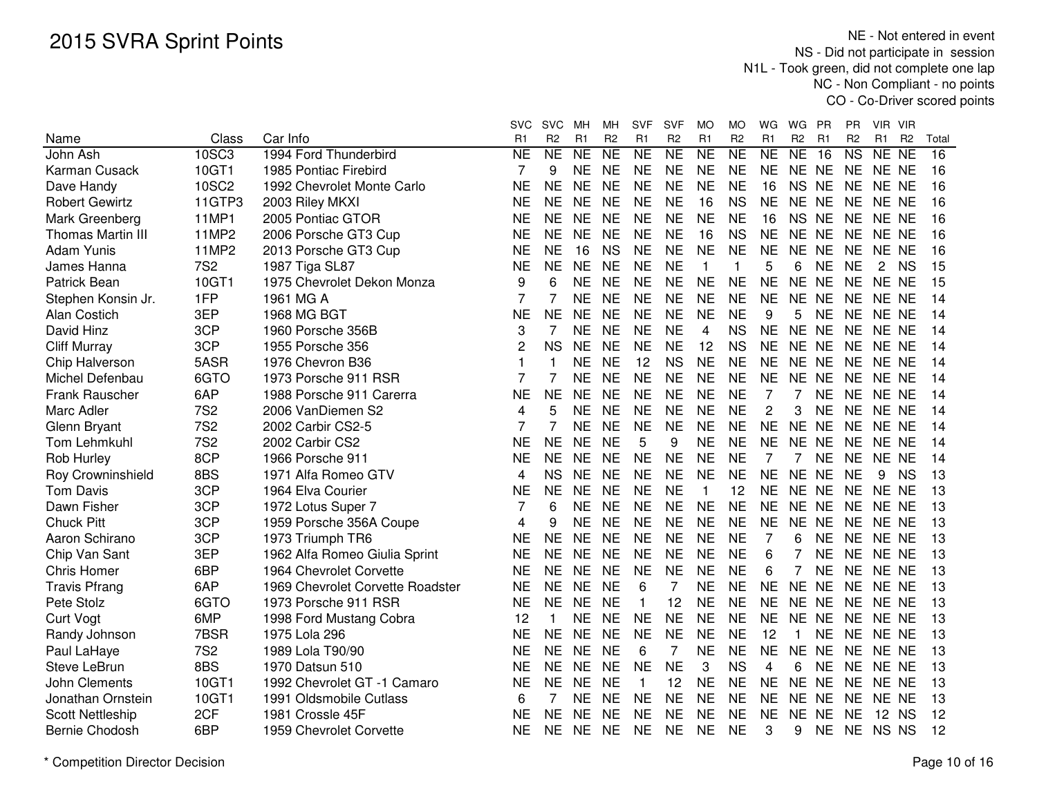# 2015 SVRA Sprint Points

NE - Not entered in event
NS - Did not participate in session
N1L - Took green, did not complete one lap
NC - Non Compliant - no points
CO - Co-Driver scored points

| Name | Class | Car Info | SVC R1 | SVC R2 | MH R1 | MH R2 | SVF R1 | SVF R2 | MO R1 | MO R2 | WG R1 | WG R2 | PR R1 | PR R2 | VIR R1 | VIR R2 | Total |
|---|---|---|---|---|---|---|---|---|---|---|---|---|---|---|---|---|---|
| John Ash | 10SC3 | 1994 Ford Thunderbird | NE | NE | NE | NE | NE | NE | NE | NE | NE | NE | 16 | NS | NE | NE | 16 |
| Karman Cusack | 10GT1 | 1985 Pontiac Firebird | 7 | 9 | NE | NE | NE | NE | NE | NE | NE | NE | NE | NE | NE | NE | 16 |
| Dave Handy | 10SC2 | 1992 Chevrolet Monte Carlo | NE | NE | NE | NE | NE | NE | NE | NE | 16 | NS | NE | NE | NE | NE | 16 |
| Robert Gewirtz | 11GTP3 | 2003 Riley MKXI | NE | NE | NE | NE | NE | NE | 16 | NS | NE | NE | NE | NE | NE | NE | 16 |
| Mark Greenberg | 11MP1 | 2005 Pontiac GTOR | NE | NE | NE | NE | NE | NE | NE | NE | 16 | NS | NE | NE | NE | NE | 16 |
| Thomas Martin III | 11MP2 | 2006 Porsche GT3 Cup | NE | NE | NE | NE | NE | NE | 16 | NS | NE | NE | NE | NE | NE | NE | 16 |
| Adam Yunis | 11MP2 | 2013 Porsche GT3 Cup | NE | NE | 16 | NS | NE | NE | NE | NE | NE | NE | NE | NE | NE | NE | 16 |
| James Hanna | 7S2 | 1987 Tiga SL87 | NE | NE | NE | NE | NE | NE | 1 | 1 | 5 | 6 | NE | NE | 2 | NS | 15 |
| Patrick Bean | 10GT1 | 1975 Chevrolet Dekon Monza | 9 | 6 | NE | NE | NE | NE | NE | NE | NE | NE | NE | NE | NE | NE | 15 |
| Stephen Konsin Jr. | 1FP | 1961 MG A | 7 | 7 | NE | NE | NE | NE | NE | NE | NE | NE | NE | NE | NE | NE | 14 |
| Alan Costich | 3EP | 1968 MG BGT | NE | NE | NE | NE | NE | NE | NE | NE | 9 | 5 | NE | NE | NE | NE | 14 |
| David Hinz | 3CP | 1960 Porsche 356B | 3 | 7 | NE | NE | NE | NE | 4 | NS | NE | NE | NE | NE | NE | NE | 14 |
| Cliff Murray | 3CP | 1955 Porsche 356 | 2 | NS | NE | NE | NE | NE | 12 | NS | NE | NE | NE | NE | NE | NE | 14 |
| Chip Halverson | 5ASR | 1976 Chevron B36 | 1 | 1 | NE | NE | 12 | NS | NE | NE | NE | NE | NE | NE | NE | NE | 14 |
| Michel Defenbau | 6GTO | 1973 Porsche 911 RSR | 7 | 7 | NE | NE | NE | NE | NE | NE | NE | NE | NE | NE | NE | NE | 14 |
| Frank Rauscher | 6AP | 1988 Porsche 911 Carerra | NE | NE | NE | NE | NE | NE | NE | NE | 7 | 7 | NE | NE | NE | NE | 14 |
| Marc Adler | 7S2 | 2006 VanDiemen S2 | 4 | 5 | NE | NE | NE | NE | NE | NE | 2 | 3 | NE | NE | NE | NE | 14 |
| Glenn Bryant | 7S2 | 2002 Carbir CS2-5 | 7 | 7 | NE | NE | NE | NE | NE | NE | NE | NE | NE | NE | NE | NE | 14 |
| Tom Lehmkuhl | 7S2 | 2002 Carbir CS2 | NE | NE | NE | NE | 5 | 9 | NE | NE | NE | NE | NE | NE | NE | NE | 14 |
| Rob Hurley | 8CP | 1966 Porsche 911 | NE | NE | NE | NE | NE | NE | NE | NE | 7 | 7 | NE | NE | NE | NE | 14 |
| Roy Crowninshield | 8BS | 1971 Alfa Romeo GTV | 4 | NS | NE | NE | NE | NE | NE | NE | NE | NE | NE | NE | 9 | NS | 13 |
| Tom Davis | 3CP | 1964 Elva Courier | NE | NE | NE | NE | NE | NE | 1 | 12 | NE | NE | NE | NE | NE | NE | 13 |
| Dawn Fisher | 3CP | 1972 Lotus Super 7 | 7 | 6 | NE | NE | NE | NE | NE | NE | NE | NE | NE | NE | NE | NE | 13 |
| Chuck Pitt | 3CP | 1959 Porsche 356A Coupe | 4 | 9 | NE | NE | NE | NE | NE | NE | NE | NE | NE | NE | NE | NE | 13 |
| Aaron Schirano | 3CP | 1973 Triumph TR6 | NE | NE | NE | NE | NE | NE | NE | NE | 7 | 6 | NE | NE | NE | NE | 13 |
| Chip Van Sant | 3EP | 1962 Alfa Romeo Giulia Sprint | NE | NE | NE | NE | NE | NE | NE | NE | 6 | 7 | NE | NE | NE | NE | 13 |
| Chris Homer | 6BP | 1964 Chevrolet Corvette | NE | NE | NE | NE | NE | NE | NE | NE | 6 | 7 | NE | NE | NE | NE | 13 |
| Travis Pfrang | 6AP | 1969 Chevrolet Corvette Roadster | NE | NE | NE | NE | 6 | 7 | NE | NE | NE | NE | NE | NE | NE | NE | 13 |
| Pete Stolz | 6GTO | 1973 Porsche 911 RSR | NE | NE | NE | NE | 1 | 12 | NE | NE | NE | NE | NE | NE | NE | NE | 13 |
| Curt Vogt | 6MP | 1998 Ford Mustang Cobra | 12 | 1 | NE | NE | NE | NE | NE | NE | NE | NE | NE | NE | NE | NE | 13 |
| Randy Johnson | 7BSR | 1975 Lola 296 | NE | NE | NE | NE | NE | NE | NE | NE | 12 | 1 | NE | NE | NE | NE | 13 |
| Paul LaHaye | 7S2 | 1989 Lola T90/90 | NE | NE | NE | NE | 6 | 7 | NE | NE | NE | NE | NE | NE | NE | NE | 13 |
| Steve LeBrun | 8BS | 1970 Datsun 510 | NE | NE | NE | NE | NE | NE | 3 | NS | 4 | 6 | NE | NE | NE | NE | 13 |
| John Clements | 10GT1 | 1992 Chevrolet GT -1 Camaro | NE | NE | NE | NE | 1 | 12 | NE | NE | NE | NE | NE | NE | NE | NE | 13 |
| Jonathan Ornstein | 10GT1 | 1991 Oldsmobile Cutlass | 6 | 7 | NE | NE | NE | NE | NE | NE | NE | NE | NE | NE | NE | NE | 13 |
| Scott Nettleship | 2CF | 1981 Crossle 45F | NE | NE | NE | NE | NE | NE | NE | NE | NE | NE | NE | NE | 12 | NS | 12 |
| Bernie Chodosh | 6BP | 1959 Chevrolet Corvette | NE | NE | NE | NE | NE | NE | NE | NE | 3 | 9 | NE | NE | NS | NS | 12 |

* Competition Director Decision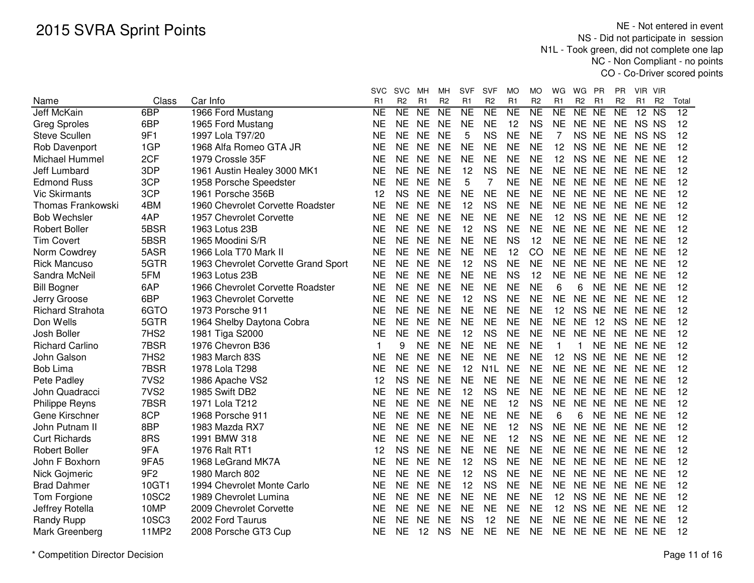# 2015 SVRA Sprint Points

NE - Not entered in event
NS - Did not participate in session
N1L - Took green, did not complete one lap
NC - Non Compliant - no points
CO - Co-Driver scored points

| Name | Class | Car Info | SVC R1 | SVC R2 | MH R1 | MH R2 | SVF R1 | SVF R2 | MO R1 | MO R2 | WG R1 | WG R2 | PR R1 | PR R2 | VIR R1 | VIR R2 | Total |
|---|---|---|---|---|---|---|---|---|---|---|---|---|---|---|---|---|---|
| Jeff McKain | 6BP | 1966 Ford Mustang | NE | NE | NE | NE | NE | NE | NE | NE | NE | NE | NE | NE | 12 | NS | 12 |
| Greg Sproles | 6BP | 1965 Ford Mustang | NE | NE | NE | NE | NE | NE | 12 | NS | NE | NE | NE | NE | NS | NS | 12 |
| Steve Scullen | 9F1 | 1997 Lola T97/20 | NE | NE | NE | NE | 5 | NS | NE | NE | 7 | NS | NE | NE | NS | NS | 12 |
| Rob Davenport | 1GP | 1968 Alfa Romeo GTA JR | NE | NE | NE | NE | NE | NE | NE | NE | 12 | NS | NE | NE | NE | NE | 12 |
| Michael Hummel | 2CF | 1979 Crossle 35F | NE | NE | NE | NE | NE | NE | NE | NE | 12 | NS | NE | NE | NE | NE | 12 |
| Jeff Lumbard | 3DP | 1961 Austin Healey 3000 MK1 | NE | NE | NE | NE | 12 | NS | NE | NE | NE | NE | NE | NE | NE | NE | 12 |
| Edmond Russ | 3CP | 1958 Porsche Speedster | NE | NE | NE | NE | 5 | 7 | NE | NE | NE | NE | NE | NE | NE | NE | 12 |
| Vic Skirmants | 3CP | 1961 Porsche 356B | 12 | NS | NE | NE | NE | NE | NE | NE | NE | NE | NE | NE | NE | NE | 12 |
| Thomas Frankowski | 4BM | 1960 Chevrolet Corvette Roadster | NE | NE | NE | NE | 12 | NS | NE | NE | NE | NE | NE | NE | NE | NE | 12 |
| Bob Wechsler | 4AP | 1957 Chevrolet Corvette | NE | NE | NE | NE | NE | NE | NE | NE | 12 | NS | NE | NE | NE | NE | 12 |
| Robert Boller | 5BSR | 1963 Lotus 23B | NE | NE | NE | NE | 12 | NS | NE | NE | NE | NE | NE | NE | NE | NE | 12 |
| Tim Covert | 5BSR | 1965 Moodini S/R | NE | NE | NE | NE | NE | NE | NS | 12 | NE | NE | NE | NE | NE | NE | 12 |
| Norm Cowdrey | 5ASR | 1966 Lola T70 Mark II | NE | NE | NE | NE | NE | NE | 12 | CO | NE | NE | NE | NE | NE | NE | 12 |
| Rick Mancuso | 5GTR | 1963 Chevrolet Corvette Grand Sport | NE | NE | NE | NE | 12 | NS | NE | NE | NE | NE | NE | NE | NE | NE | 12 |
| Sandra McNeil | 5FM | 1963 Lotus 23B | NE | NE | NE | NE | NE | NE | NS | 12 | NE | NE | NE | NE | NE | NE | 12 |
| Bill Bogner | 6AP | 1966 Chevrolet Corvette Roadster | NE | NE | NE | NE | NE | NE | NE | NE | 6 | 6 | NE | NE | NE | NE | 12 |
| Jerry Groose | 6BP | 1963 Chevrolet Corvette | NE | NE | NE | NE | 12 | NS | NE | NE | NE | NE | NE | NE | NE | NE | 12 |
| Richard Strahota | 6GTO | 1973 Porsche 911 | NE | NE | NE | NE | NE | NE | NE | NE | 12 | NS | NE | NE | NE | NE | 12 |
| Don Wells | 5GTR | 1964 Shelby Daytona Cobra | NE | NE | NE | NE | NE | NE | NE | NE | NE | NE | 12 | NS | NE | NE | 12 |
| Josh Boller | 7HS2 | 1981 Tiga S2000 | NE | NE | NE | NE | 12 | NS | NE | NE | NE | NE | NE | NE | NE | NE | 12 |
| Richard Carlino | 7BSR | 1976 Chevron B36 | 1 | 9 | NE | NE | NE | NE | NE | NE | 1 | 1 | NE | NE | NE | NE | 12 |
| John Galson | 7HS2 | 1983 March 83S | NE | NE | NE | NE | NE | NE | NE | NE | 12 | NS | NE | NE | NE | NE | 12 |
| Bob Lima | 7BSR | 1978 Lola T298 | NE | NE | NE | NE | 12 | N1L | NE | NE | NE | NE | NE | NE | NE | NE | 12 |
| Pete Padley | 7VS2 | 1986 Apache VS2 | 12 | NS | NE | NE | NE | NE | NE | NE | NE | NE | NE | NE | NE | NE | 12 |
| John Quadracci | 7VS2 | 1985 Swift DB2 | NE | NE | NE | NE | 12 | NS | NE | NE | NE | NE | NE | NE | NE | NE | 12 |
| Philippe Reyns | 7BSR | 1971 Lola T212 | NE | NE | NE | NE | NE | NE | 12 | NS | NE | NE | NE | NE | NE | NE | 12 |
| Gene Kirschner | 8CP | 1968 Porsche 911 | NE | NE | NE | NE | NE | NE | NE | NE | 6 | 6 | NE | NE | NE | NE | 12 |
| John Putnam II | 8BP | 1983 Mazda RX7 | NE | NE | NE | NE | NE | NE | 12 | NS | NE | NE | NE | NE | NE | NE | 12 |
| Curt Richards | 8RS | 1991 BMW 318 | NE | NE | NE | NE | NE | NE | 12 | NS | NE | NE | NE | NE | NE | NE | 12 |
| Robert Boller | 9FA | 1976 Ralt RT1 | 12 | NS | NE | NE | NE | NE | NE | NE | NE | NE | NE | NE | NE | NE | 12 |
| John F Boxhorn | 9FA5 | 1968 LeGrand MK7A | NE | NE | NE | NE | 12 | NS | NE | NE | NE | NE | NE | NE | NE | NE | 12 |
| Nick Gojmeric | 9F2 | 1980 March 802 | NE | NE | NE | NE | 12 | NS | NE | NE | NE | NE | NE | NE | NE | NE | 12 |
| Brad Dahmer | 10GT1 | 1994 Chevrolet Monte Carlo | NE | NE | NE | NE | 12 | NS | NE | NE | NE | NE | NE | NE | NE | NE | 12 |
| Tom Forgione | 10SC2 | 1989 Chevrolet Lumina | NE | NE | NE | NE | NE | NE | NE | NE | 12 | NS | NE | NE | NE | NE | 12 |
| Jeffrey Rotella | 10MP | 2009 Chevrolet Corvette | NE | NE | NE | NE | NE | NE | NE | NE | 12 | NS | NE | NE | NE | NE | 12 |
| Randy Rupp | 10SC3 | 2002 Ford Taurus | NE | NE | NE | NE | NS | 12 | NE | NE | NE | NE | NE | NE | NE | NE | 12 |
| Mark Greenberg | 11MP2 | 2008 Porsche GT3 Cup | NE | NE | 12 | NS | NE | NE | NE | NE | NE | NE | NE | NE | NE | NE | 12 |

\* Competition Director Decision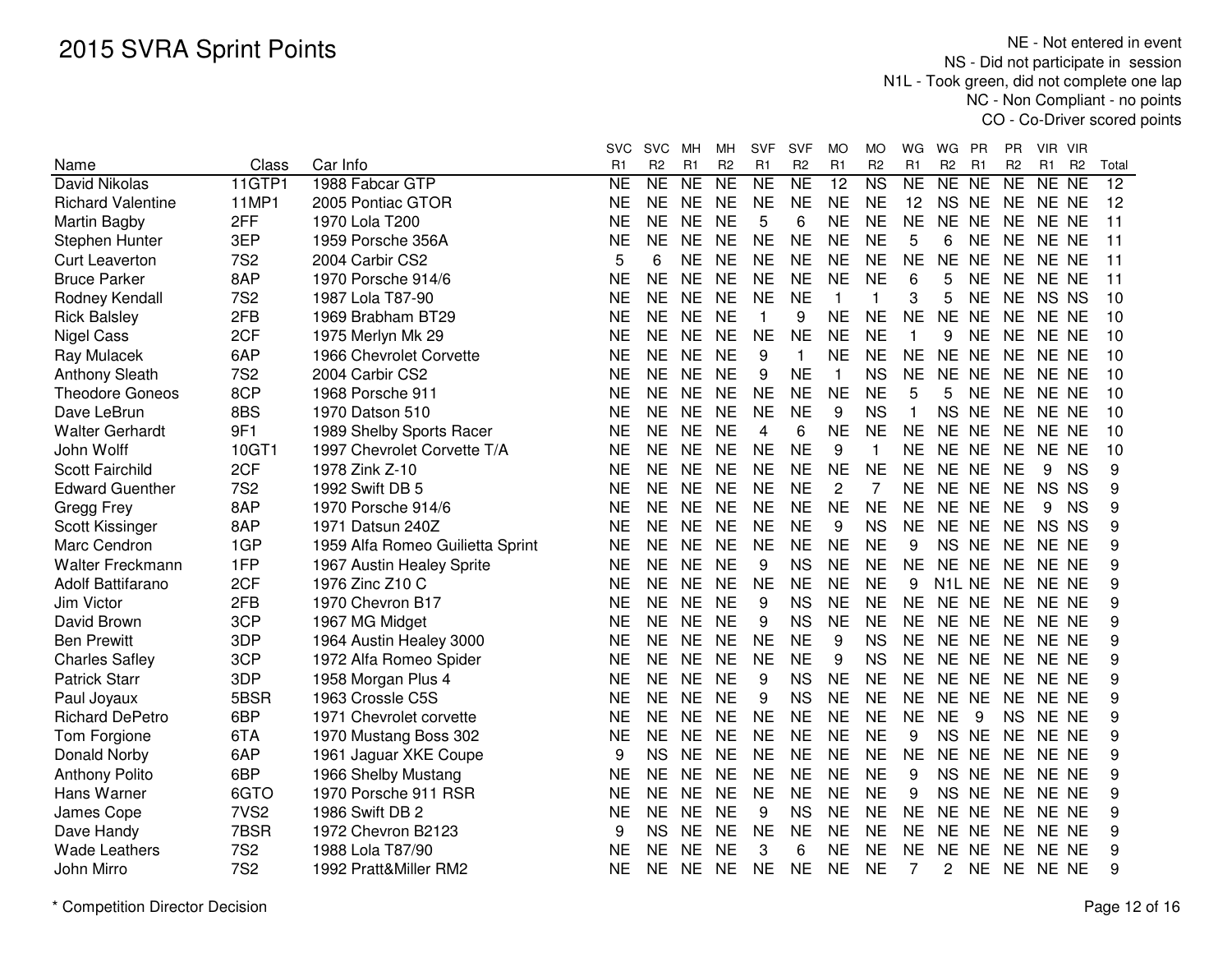# 2015 SVRA Sprint Points

NE - Not entered in event
NS - Did not participate in session
N1L - Took green, did not complete one lap
NC - Non Compliant - no points
CO - Co-Driver scored points

| Name | Class | Car Info | SVC R1 | SVC R2 | MH R1 | MH R2 | SVF R1 | SVF R2 | MO R1 | MO R2 | WG R1 | WG R2 | PR R1 | PR R2 | VIR R1 | VIR R2 | Total |
|---|---|---|---|---|---|---|---|---|---|---|---|---|---|---|---|---|---|
| David Nikolas | 11GTP1 | 1988 Fabcar GTP | NE | NE | NE | NE | NE | NE | 12 | NS | NE | NE | NE | NE | NE | NE | 12 |
| Richard Valentine | 11MP1 | 2005 Pontiac GTOR | NE | NE | NE | NE | NE | NE | NE | NE | 12 | NS | NE | NE | NE | NE | 12 |
| Martin Bagby | 2FF | 1970 Lola T200 | NE | NE | NE | NE | 5 | 6 | NE | NE | NE | NE | NE | NE | NE | NE | 11 |
| Stephen Hunter | 3EP | 1959 Porsche 356A | NE | NE | NE | NE | NE | NE | NE | NE | 5 | 6 | NE | NE | NE | NE | 11 |
| Curt Leaverton | 7S2 | 2004 Carbir CS2 | 5 | 6 | NE | NE | NE | NE | NE | NE | NE | NE | NE | NE | NE | NE | 11 |
| Bruce Parker | 8AP | 1970 Porsche 914/6 | NE | NE | NE | NE | NE | NE | NE | NE | 6 | 5 | NE | NE | NE | NE | 11 |
| Rodney Kendall | 7S2 | 1987 Lola T87-90 | NE | NE | NE | NE | NE | NE | 1 | 1 | 3 | 5 | NE | NE | NS | NS | 10 |
| Rick Balsley | 2FB | 1969 Brabham BT29 | NE | NE | NE | NE | 1 | 9 | NE | NE | NE | NE | NE | NE | NE | NE | 10 |
| Nigel Cass | 2CF | 1975 Merlyn Mk 29 | NE | NE | NE | NE | NE | NE | NE | NE | 1 | 9 | NE | NE | NE | NE | 10 |
| Ray Mulacek | 6AP | 1966 Chevrolet Corvette | NE | NE | NE | NE | 9 | 1 | NE | NE | NE | NE | NE | NE | NE | NE | 10 |
| Anthony Sleath | 7S2 | 2004 Carbir CS2 | NE | NE | NE | NE | 9 | NE | 1 | NS | NE | NE | NE | NE | NE | NE | 10 |
| Theodore Goneos | 8CP | 1968 Porsche 911 | NE | NE | NE | NE | NE | NE | NE | NE | 5 | 5 | NE | NE | NE | NE | 10 |
| Dave LeBrun | 8BS | 1970 Datson 510 | NE | NE | NE | NE | NE | NE | 9 | NS | 1 | NS | NE | NE | NE | NE | 10 |
| Walter Gerhardt | 9F1 | 1989 Shelby Sports Racer | NE | NE | NE | NE | 4 | 6 | NE | NE | NE | NE | NE | NE | NE | NE | 10 |
| John Wolff | 10GT1 | 1997 Chevrolet Corvette T/A | NE | NE | NE | NE | NE | NE | 9 | 1 | NE | NE | NE | NE | NE | NE | 10 |
| Scott Fairchild | 2CF | 1978 Zink Z-10 | NE | NE | NE | NE | NE | NE | NE | NE | NE | NE | NE | NE | 9 | NS | 9 |
| Edward Guenther | 7S2 | 1992 Swift DB 5 | NE | NE | NE | NE | NE | NE | 2 | 7 | NE | NE | NE | NE | NS | NS | 9 |
| Gregg Frey | 8AP | 1970 Porsche 914/6 | NE | NE | NE | NE | NE | NE | NE | NE | NE | NE | NE | NE | 9 | NS | 9 |
| Scott Kissinger | 8AP | 1971 Datsun 240Z | NE | NE | NE | NE | NE | NE | 9 | NS | NE | NE | NE | NE | NS | NS | 9 |
| Marc Cendron | 1GP | 1959 Alfa Romeo Guilietta Sprint | NE | NE | NE | NE | NE | NE | NE | NE | 9 | NS | NE | NE | NE | NE | 9 |
| Walter Freckmann | 1FP | 1967 Austin Healey Sprite | NE | NE | NE | NE | 9 | NS | NE | NE | NE | NE | NE | NE | NE | NE | 9 |
| Adolf Battifarano | 2CF | 1976 Zinc Z10 C | NE | NE | NE | NE | NE | NE | NE | NE | 9 | N1L | NE | NE | NE | NE | 9 |
| Jim Victor | 2FB | 1970 Chevron B17 | NE | NE | NE | NE | 9 | NS | NE | NE | NE | NE | NE | NE | NE | NE | 9 |
| David Brown | 3CP | 1967 MG Midget | NE | NE | NE | NE | 9 | NS | NE | NE | NE | NE | NE | NE | NE | NE | 9 |
| Ben Prewitt | 3DP | 1964 Austin Healey 3000 | NE | NE | NE | NE | NE | NE | 9 | NS | NE | NE | NE | NE | NE | NE | 9 |
| Charles Safley | 3CP | 1972 Alfa Romeo Spider | NE | NE | NE | NE | NE | NE | 9 | NS | NE | NE | NE | NE | NE | NE | 9 |
| Patrick Starr | 3DP | 1958 Morgan Plus 4 | NE | NE | NE | NE | 9 | NS | NE | NE | NE | NE | NE | NE | NE | NE | 9 |
| Paul Joyaux | 5BSR | 1963 Crossle C5S | NE | NE | NE | NE | 9 | NS | NE | NE | NE | NE | NE | NE | NE | NE | 9 |
| Richard DePetro | 6BP | 1971 Chevrolet corvette | NE | NE | NE | NE | NE | NE | NE | NE | NE | NE | 9 | NS | NE | NE | 9 |
| Tom Forgione | 6TA | 1970 Mustang Boss 302 | NE | NE | NE | NE | NE | NE | NE | NE | 9 | NS | NE | NE | NE | NE | 9 |
| Donald Norby | 6AP | 1961 Jaguar XKE Coupe | 9 | NS | NE | NE | NE | NE | NE | NE | NE | NE | NE | NE | NE | NE | 9 |
| Anthony Polito | 6BP | 1966 Shelby Mustang | NE | NE | NE | NE | NE | NE | NE | NE | 9 | NS | NE | NE | NE | NE | 9 |
| Hans Warner | 6GTO | 1970 Porsche 911 RSR | NE | NE | NE | NE | NE | NE | NE | NE | 9 | NS | NE | NE | NE | NE | 9 |
| James Cope | 7VS2 | 1986 Swift DB 2 | NE | NE | NE | NE | 9 | NS | NE | NE | NE | NE | NE | NE | NE | NE | 9 |
| Dave Handy | 7BSR | 1972 Chevron B2123 | 9 | NS | NE | NE | NE | NE | NE | NE | NE | NE | NE | NE | NE | NE | 9 |
| Wade Leathers | 7S2 | 1988 Lola T87/90 | NE | NE | NE | NE | 3 | 6 | NE | NE | NE | NE | NE | NE | NE | NE | 9 |
| John Mirro | 7S2 | 1992 Pratt&Miller RM2 | NE | NE | NE | NE | NE | NE | NE | NE | 7 | 2 | NE | NE | NE | NE | 9 |

* Competition Director Decision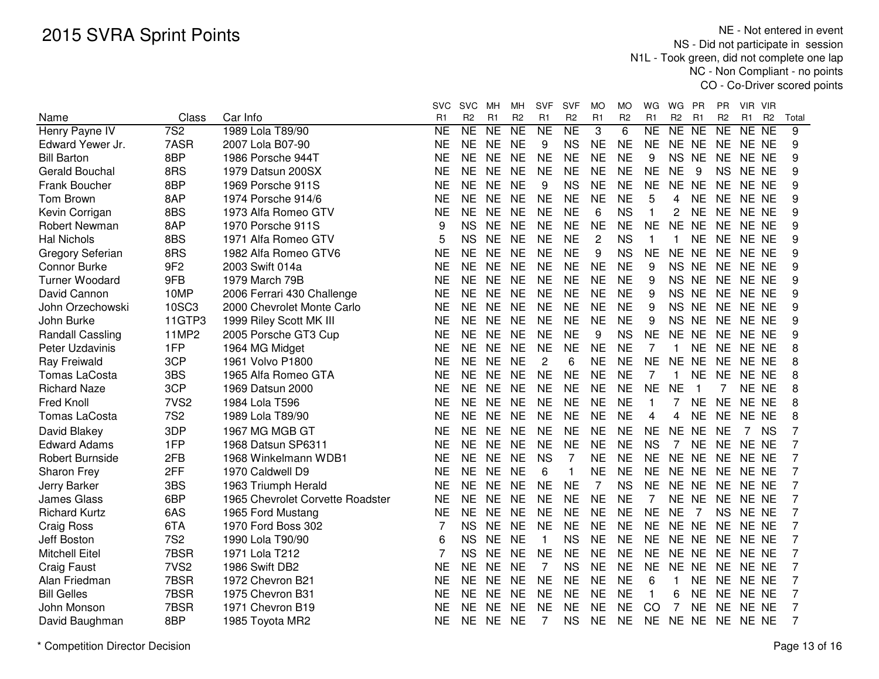# 2015 SVRA Sprint Points

NE - Not entered in event
NS - Did not participate in session
N1L - Took green, did not complete one lap
NC - Non Compliant - no points
CO - Co-Driver scored points

| Name | Class | Car Info | SVC R1 | SVC R2 | MH R1 | MH R2 | SVF R1 | SVF R2 | MO R1 | MO R2 | WG R1 | WG R2 | PR R1 | PR R2 | VIR R1 | VIR R2 | Total |
|---|---|---|---|---|---|---|---|---|---|---|---|---|---|---|---|---|---|
| Henry Payne IV | 7S2 | 1989 Lola T89/90 | NE | NE | NE | NE | NE | NE | 3 | 6 | NE | NE | NE | NE | NE | NE | 9 |
| Edward Yewer Jr. | 7ASR | 2007 Lola B07-90 | NE | NE | NE | NE | 9 | NS | NE | NE | NE | NE | NE | NE | NE | NE | 9 |
| Bill Barton | 8BP | 1986 Porsche 944T | NE | NE | NE | NE | NE | NE | NE | NE | 9 | NS | NE | NE | NE | NE | 9 |
| Gerald Bouchal | 8RS | 1979 Datsun 200SX | NE | NE | NE | NE | NE | NE | NE | NE | NE | NE | 9 | NS | NE | NE | 9 |
| Frank Boucher | 8BP | 1969 Porsche 911S | NE | NE | NE | NE | 9 | NS | NE | NE | NE | NE | NE | NE | NE | NE | 9 |
| Tom Brown | 8AP | 1974 Porsche 914/6 | NE | NE | NE | NE | NE | NE | NE | NE | 5 | 4 | NE | NE | NE | NE | 9 |
| Kevin Corrigan | 8BS | 1973 Alfa Romeo GTV | NE | NE | NE | NE | NE | NE | 6 | NS | 1 | 2 | NE | NE | NE | NE | 9 |
| Robert Newman | 8AP | 1970 Porsche 911S | 9 | NS | NE | NE | NE | NE | NE | NE | NE | NE | NE | NE | NE | NE | 9 |
| Hal Nichols | 8BS | 1971 Alfa Romeo GTV | 5 | NS | NE | NE | NE | NE | 2 | NS | 1 | 1 | NE | NE | NE | NE | 9 |
| Gregory Seferian | 8RS | 1982 Alfa Romeo GTV6 | NE | NE | NE | NE | NE | NE | 9 | NS | NE | NE | NE | NE | NE | NE | 9 |
| Connor Burke | 9F2 | 2003 Swift 014a | NE | NE | NE | NE | NE | NE | NE | NE | 9 | NS | NE | NE | NE | NE | 9 |
| Turner Woodard | 9FB | 1979 March 79B | NE | NE | NE | NE | NE | NE | NE | NE | 9 | NS | NE | NE | NE | NE | 9 |
| David Cannon | 10MP | 2006 Ferrari 430 Challenge | NE | NE | NE | NE | NE | NE | NE | NE | 9 | NS | NE | NE | NE | NE | 9 |
| John Orzechowski | 10SC3 | 2000 Chevrolet Monte Carlo | NE | NE | NE | NE | NE | NE | NE | NE | 9 | NS | NE | NE | NE | NE | 9 |
| John Burke | 11GTP3 | 1999 Riley Scott MK III | NE | NE | NE | NE | NE | NE | NE | NE | 9 | NS | NE | NE | NE | NE | 9 |
| Randall Cassling | 11MP2 | 2005 Porsche GT3 Cup | NE | NE | NE | NE | NE | NE | 9 | NS | NE | NE | NE | NE | NE | NE | 9 |
| Peter Uzdavinis | 1FP | 1964 MG Midget | NE | NE | NE | NE | NE | NE | NE | NE | 7 | 1 | NE | NE | NE | NE | 8 |
| Ray Freiwald | 3CP | 1961 Volvo P1800 | NE | NE | NE | NE | 2 | 6 | NE | NE | NE | NE | NE | NE | NE | NE | 8 |
| Tomas LaCosta | 3BS | 1965 Alfa Romeo GTA | NE | NE | NE | NE | NE | NE | NE | NE | 7 | 1 | NE | NE | NE | NE | 8 |
| Richard Naze | 3CP | 1969 Datsun 2000 | NE | NE | NE | NE | NE | NE | NE | NE | NE | NE | 1 | 7 | NE | NE | 8 |
| Fred Knoll | 7VS2 | 1984 Lola T596 | NE | NE | NE | NE | NE | NE | NE | NE | 1 | 7 | NE | NE | NE | NE | 8 |
| Tomas LaCosta | 7S2 | 1989 Lola T89/90 | NE | NE | NE | NE | NE | NE | NE | NE | 4 | 4 | NE | NE | NE | NE | 8 |
| David Blakey | 3DP | 1967 MG MGB GT | NE | NE | NE | NE | NE | NE | NE | NE | NE | NE | NE | NE | 7 | NS | 7 |
| Edward Adams | 1FP | 1968 Datsun SP6311 | NE | NE | NE | NE | NE | NE | NE | NE | NS | 7 | NE | NE | NE | NE | 7 |
| Robert Burnside | 2FB | 1968 Winkelmann WDB1 | NE | NE | NE | NE | NS | 7 | NE | NE | NE | NE | NE | NE | NE | NE | 7 |
| Sharon Frey | 2FF | 1970 Caldwell D9 | NE | NE | NE | NE | 6 | 1 | NE | NE | NE | NE | NE | NE | NE | NE | 7 |
| Jerry Barker | 3BS | 1963 Triumph Herald | NE | NE | NE | NE | NE | NE | 7 | NS | NE | NE | NE | NE | NE | NE | 7 |
| James Glass | 6BP | 1965 Chevrolet Corvette Roadster | NE | NE | NE | NE | NE | NE | NE | NE | 7 | NE | NE | NE | NE | NE | 7 |
| Richard Kurtz | 6AS | 1965 Ford Mustang | NE | NE | NE | NE | NE | NE | NE | NE | NE | NE | 7 | NS | NE | NE | 7 |
| Craig Ross | 6TA | 1970 Ford Boss 302 | 7 | NS | NE | NE | NE | NE | NE | NE | NE | NE | NE | NE | NE | NE | 7 |
| Jeff Boston | 7S2 | 1990 Lola T90/90 | 6 | NS | NE | NE | 1 | NS | NE | NE | NE | NE | NE | NE | NE | NE | 7 |
| Mitchell Eitel | 7BSR | 1971 Lola T212 | 7 | NS | NE | NE | NE | NE | NE | NE | NE | NE | NE | NE | NE | NE | 7 |
| Craig Faust | 7VS2 | 1986 Swift DB2 | NE | NE | NE | NE | 7 | NS | NE | NE | NE | NE | NE | NE | NE | NE | 7 |
| Alan Friedman | 7BSR | 1972 Chevron B21 | NE | NE | NE | NE | NE | NE | NE | NE | 6 | 1 | NE | NE | NE | NE | 7 |
| Bill Gelles | 7BSR | 1975 Chevron B31 | NE | NE | NE | NE | NE | NE | NE | NE | 1 | 6 | NE | NE | NE | NE | 7 |
| John Monson | 7BSR | 1971 Chevron B19 | NE | NE | NE | NE | NE | NE | NE | NE | CO | 7 | NE | NE | NE | NE | 7 |
| David Baughman | 8BP | 1985 Toyota MR2 | NE | NE | NE | NE | 7 | NS | NE | NE | NE | NE | NE | NE | NE | NE | 7 |

\* Competition Director Decision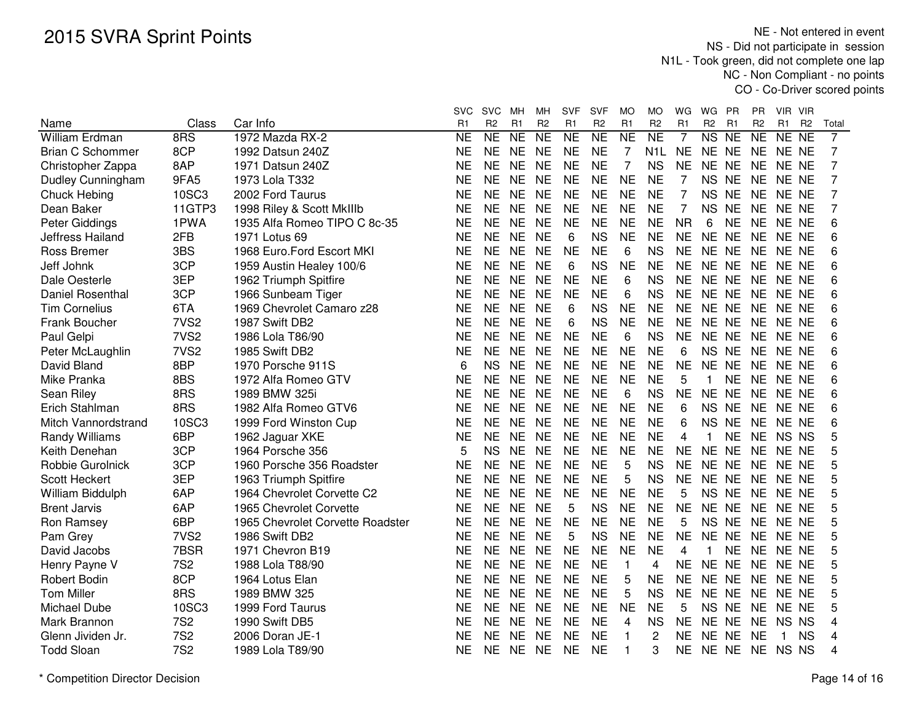# 2015 SVRA Sprint Points

NE - Not entered in event
NS - Did not participate in session
N1L - Took green, did not complete one lap
NC - Non Compliant - no points
CO - Co-Driver scored points

| Name | Class | Car Info | SVC R1 | SVC R2 | MH R1 | MH R2 | SVF R1 | SVF R2 | MO R1 | MO R2 | WG R1 | WG R2 | PR R1 | PR R2 | VIR R1 | VIR R2 | Total |
|---|---|---|---|---|---|---|---|---|---|---|---|---|---|---|---|---|---|
| William Erdman | 8RS | 1972 Mazda RX-2 | NE | NE | NE | NE | NE | NE | NE | NE | 7 | NS | NE | NE | NE | NE | 7 |
| Brian C Schommer | 8CP | 1992 Datsun 240Z | NE | NE | NE | NE | NE | NE | 7 | N1L | NE | NE | NE | NE | NE | NE | 7 |
| Christopher Zappa | 8AP | 1971 Datsun 240Z | NE | NE | NE | NE | NE | NE | 7 | NS | NE | NE | NE | NE | NE | NE | 7 |
| Dudley Cunningham | 9FA5 | 1973 Lola T332 | NE | NE | NE | NE | NE | NE | NE | NE | 7 | NS | NE | NE | NE | NE | 7 |
| Chuck Hebing | 10SC3 | 2002 Ford Taurus | NE | NE | NE | NE | NE | NE | NE | NE | 7 | NS | NE | NE | NE | NE | 7 |
| Dean Baker | 11GTP3 | 1998 Riley & Scott MkIIIb | NE | NE | NE | NE | NE | NE | NE | NE | 7 | NS | NE | NE | NE | NE | 7 |
| Peter Giddings | 1PWA | 1935 Alfa Romeo TIPO C 8c-35 | NE | NE | NE | NE | NE | NE | NE | NE | NR | 6 | NE | NE | NE | NE | 6 |
| Jeffress Hailand | 2FB | 1971 Lotus 69 | NE | NE | NE | NE | 6 | NS | NE | NE | NE | NE | NE | NE | NE | NE | 6 |
| Ross Bremer | 3BS | 1968 Euro.Ford Escort MKI | NE | NE | NE | NE | NE | NE | 6 | NS | NE | NE | NE | NE | NE | NE | 6 |
| Jeff Johnk | 3CP | 1959 Austin Healey 100/6 | NE | NE | NE | NE | 6 | NS | NE | NE | NE | NE | NE | NE | NE | NE | 6 |
| Dale Oesterle | 3EP | 1962 Triumph Spitfire | NE | NE | NE | NE | NE | NE | 6 | NS | NE | NE | NE | NE | NE | NE | 6 |
| Daniel Rosenthal | 3CP | 1966 Sunbeam Tiger | NE | NE | NE | NE | NE | NE | 6 | NS | NE | NE | NE | NE | NE | NE | 6 |
| Tim Cornelius | 6TA | 1969 Chevrolet Camaro z28 | NE | NE | NE | NE | 6 | NS | NE | NE | NE | NE | NE | NE | NE | NE | 6 |
| Frank Boucher | 7VS2 | 1987 Swift DB2 | NE | NE | NE | NE | 6 | NS | NE | NE | NE | NE | NE | NE | NE | NE | 6 |
| Paul Gelpi | 7VS2 | 1986 Lola T86/90 | NE | NE | NE | NE | NE | NE | 6 | NS | NE | NE | NE | NE | NE | NE | 6 |
| Peter McLaughlin | 7VS2 | 1985 Swift DB2 | NE | NE | NE | NE | NE | NE | NE | NE | 6 | NS | NE | NE | NE | NE | 6 |
| David Bland | 8BP | 1970 Porsche 911S | 6 | NS | NE | NE | NE | NE | NE | NE | NE | NE | NE | NE | NE | NE | 6 |
| Mike Pranka | 8BS | 1972 Alfa Romeo GTV | NE | NE | NE | NE | NE | NE | NE | NE | 5 | 1 | NE | NE | NE | NE | 6 |
| Sean Riley | 8RS | 1989 BMW 325i | NE | NE | NE | NE | NE | NE | 6 | NS | NE | NE | NE | NE | NE | NE | 6 |
| Erich Stahlman | 8RS | 1982 Alfa Romeo GTV6 | NE | NE | NE | NE | NE | NE | NE | NE | 6 | NS | NE | NE | NE | NE | 6 |
| Mitch Vannordstrand | 10SC3 | 1999 Ford Winston Cup | NE | NE | NE | NE | NE | NE | NE | NE | 6 | NS | NE | NE | NE | NE | 6 |
| Randy Williams | 6BP | 1962 Jaguar XKE | NE | NE | NE | NE | NE | NE | NE | NE | 4 | 1 | NE | NE | NS | NS | 5 |
| Keith Denehan | 3CP | 1964 Porsche 356 | 5 | NS | NE | NE | NE | NE | NE | NE | NE | NE | NE | NE | NE | NE | 5 |
| Robbie Gurolnick | 3CP | 1960 Porsche 356 Roadster | NE | NE | NE | NE | NE | NE | 5 | NS | NE | NE | NE | NE | NE | NE | 5 |
| Scott Heckert | 3EP | 1963 Triumph Spitfire | NE | NE | NE | NE | NE | NE | 5 | NS | NE | NE | NE | NE | NE | NE | 5 |
| William Biddulph | 6AP | 1964 Chevrolet Corvette C2 | NE | NE | NE | NE | NE | NE | NE | NE | 5 | NS | NE | NE | NE | NE | 5 |
| Brent Jarvis | 6AP | 1965 Chevrolet Corvette | NE | NE | NE | NE | 5 | NS | NE | NE | NE | NE | NE | NE | NE | NE | 5 |
| Ron Ramsey | 6BP | 1965 Chevrolet Corvette Roadster | NE | NE | NE | NE | NE | NE | NE | NE | 5 | NS | NE | NE | NE | NE | 5 |
| Pam Grey | 7VS2 | 1986 Swift DB2 | NE | NE | NE | NE | 5 | NS | NE | NE | NE | NE | NE | NE | NE | NE | 5 |
| David Jacobs | 7BSR | 1971 Chevron B19 | NE | NE | NE | NE | NE | NE | NE | NE | 4 | 1 | NE | NE | NE | NE | 5 |
| Henry Payne V | 7S2 | 1988 Lola T88/90 | NE | NE | NE | NE | NE | NE | 1 | 4 | NE | NE | NE | NE | NE | NE | 5 |
| Robert Bodin | 8CP | 1964 Lotus Elan | NE | NE | NE | NE | NE | NE | 5 | NE | NE | NE | NE | NE | NE | NE | 5 |
| Tom Miller | 8RS | 1989 BMW 325 | NE | NE | NE | NE | NE | NE | 5 | NS | NE | NE | NE | NE | NE | NE | 5 |
| Michael Dube | 10SC3 | 1999 Ford Taurus | NE | NE | NE | NE | NE | NE | NE | NE | 5 | NS | NE | NE | NE | NE | 5 |
| Mark Brannon | 7S2 | 1990 Swift DB5 | NE | NE | NE | NE | NE | NE | 4 | NS | NE | NE | NE | NE | NS | NS | 4 |
| Glenn Jividen Jr. | 7S2 | 2006 Doran JE-1 | NE | NE | NE | NE | NE | NE | 1 | 2 | NE | NE | NE | NE | 1 | NS | 4 |
| Todd Sloan | 7S2 | 1989 Lola T89/90 | NE | NE | NE | NE | NE | NE | 1 | 3 | NE | NE | NE | NE | NS | NS | 4 |

\* Competition Director Decision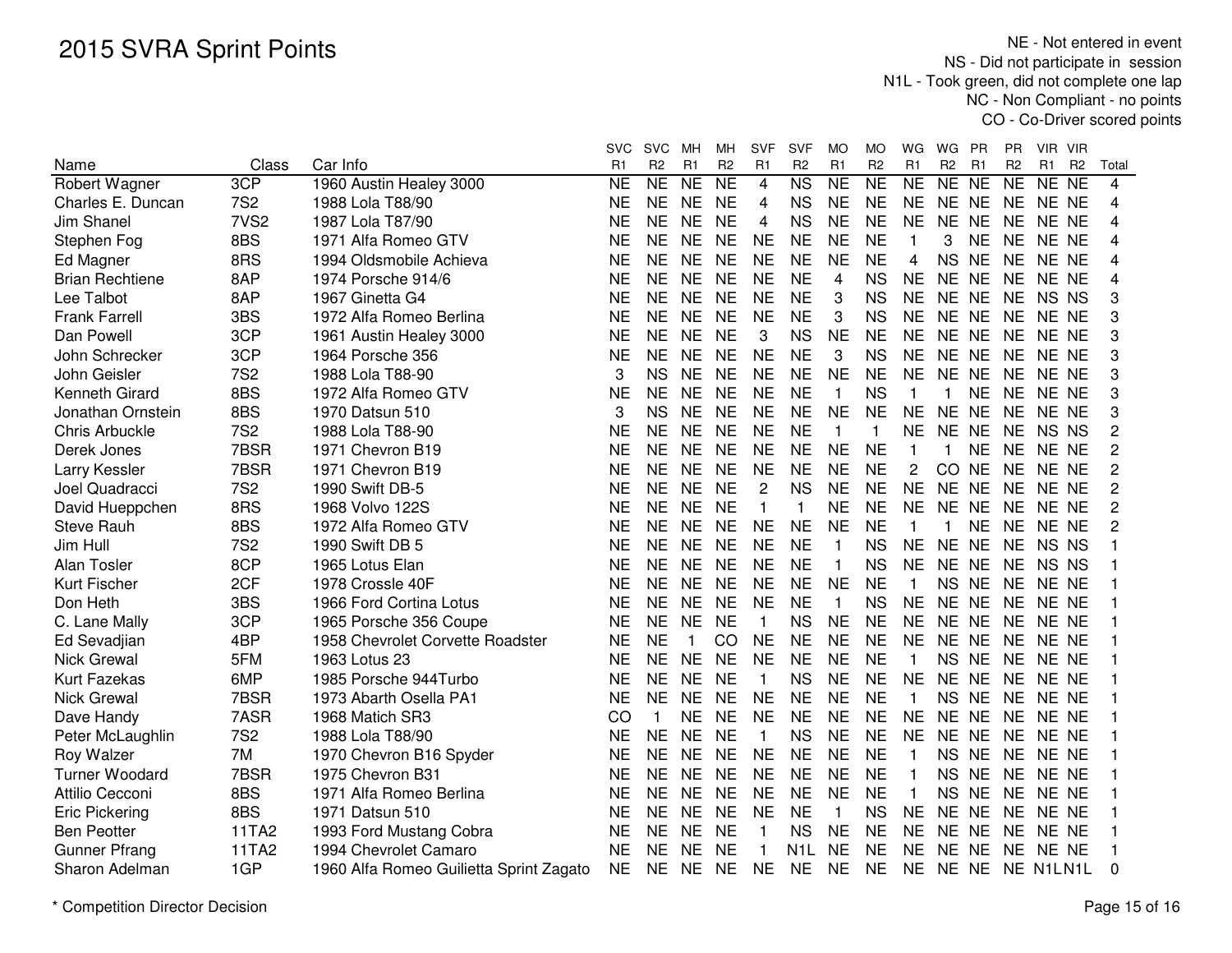# 2015 SVRA Sprint Points

NE - Not entered in event
NS - Did not participate in session
N1L - Took green, did not complete one lap
NC - Non Compliant - no points
CO - Co-Driver scored points

| Name | Class | Car Info | SVC R1 | SVC R2 | MH R1 | MH R2 | SVF R1 | SVF R2 | MO R1 | MO R2 | WG R1 | WG R2 | PR R1 | PR R2 | VIR R1 | VIR R2 | Total |
|---|---|---|---|---|---|---|---|---|---|---|---|---|---|---|---|---|---|
| Robert Wagner | 3CP | 1960 Austin Healey 3000 | NE | NE | NE | NE | 4 | NS | NE | NE | NE | NE | NE | NE | NE | NE | 4 |
| Charles E. Duncan | 7S2 | 1988 Lola T88/90 | NE | NE | NE | NE | 4 | NS | NE | NE | NE | NE | NE | NE | NE | NE | 4 |
| Jim Shanel | 7VS2 | 1987 Lola T87/90 | NE | NE | NE | NE | 4 | NS | NE | NE | NE | NE | NE | NE | NE | NE | 4 |
| Stephen Fog | 8BS | 1971 Alfa Romeo GTV | NE | NE | NE | NE | NE | NE | NE | NE | 1 | 3 | NE | NE | NE | NE | 4 |
| Ed Magner | 8RS | 1994 Oldsmobile Achieva | NE | NE | NE | NE | NE | NE | NE | NE | 4 | NS | NE | NE | NE | NE | 4 |
| Brian Rechtiene | 8AP | 1974 Porsche 914/6 | NE | NE | NE | NE | NE | NE | 4 | NS | NE | NE | NE | NE | NE | NE | 4 |
| Lee Talbot | 8AP | 1967 Ginetta G4 | NE | NE | NE | NE | NE | NE | 3 | NS | NE | NE | NE | NE | NS | NS | 3 |
| Frank Farrell | 3BS | 1972 Alfa Romeo Berlina | NE | NE | NE | NE | NE | NE | 3 | NS | NE | NE | NE | NE | NE | NE | 3 |
| Dan Powell | 3CP | 1961 Austin Healey 3000 | NE | NE | NE | NE | 3 | NS | NE | NE | NE | NE | NE | NE | NE | NE | 3 |
| John Schrecker | 3CP | 1964 Porsche 356 | NE | NE | NE | NE | NE | NE | 3 | NS | NE | NE | NE | NE | NE | NE | 3 |
| John Geisler | 7S2 | 1988 Lola T88-90 | 3 | NS | NE | NE | NE | NE | NE | NE | NE | NE | NE | NE | NE | NE | 3 |
| Kenneth Girard | 8BS | 1972 Alfa Romeo GTV | NE | NE | NE | NE | NE | NE | 1 | NS | 1 | 1 | NE | NE | NE | NE | 3 |
| Jonathan Ornstein | 8BS | 1970 Datsun 510 | 3 | NS | NE | NE | NE | NE | NE | NE | NE | NE | NE | NE | NE | NE | 3 |
| Chris Arbuckle | 7S2 | 1988 Lola T88-90 | NE | NE | NE | NE | NE | NE | 1 | 1 | NE | NE | NE | NE | NS | NS | 2 |
| Derek Jones | 7BSR | 1971 Chevron B19 | NE | NE | NE | NE | NE | NE | NE | NE | 1 | 1 | NE | NE | NE | NE | 2 |
| Larry Kessler | 7BSR | 1971 Chevron B19 | NE | NE | NE | NE | NE | NE | NE | NE | 2 | CO | NE | NE | NE | NE | 2 |
| Joel Quadracci | 7S2 | 1990 Swift DB-5 | NE | NE | NE | NE | 2 | NS | NE | NE | NE | NE | NE | NE | NE | NE | 2 |
| David Hueppchen | 8RS | 1968 Volvo 122S | NE | NE | NE | NE | 1 | 1 | NE | NE | NE | NE | NE | NE | NE | NE | 2 |
| Steve Rauh | 8BS | 1972 Alfa Romeo GTV | NE | NE | NE | NE | NE | NE | NE | NE | 1 | 1 | NE | NE | NE | NE | 2 |
| Jim Hull | 7S2 | 1990 Swift DB 5 | NE | NE | NE | NE | NE | NE | 1 | NS | NE | NE | NE | NE | NS | NS | 1 |
| Alan Tosler | 8CP | 1965 Lotus Elan | NE | NE | NE | NE | NE | NE | 1 | NS | NE | NE | NE | NE | NS | NS | 1 |
| Kurt Fischer | 2CF | 1978 Crossle 40F | NE | NE | NE | NE | NE | NE | NE | NE | 1 | NS | NE | NE | NE | NE | 1 |
| Don Heth | 3BS | 1966 Ford Cortina Lotus | NE | NE | NE | NE | NE | NE | 1 | NS | NE | NE | NE | NE | NE | NE | 1 |
| C. Lane Mally | 3CP | 1965 Porsche 356 Coupe | NE | NE | NE | NE | 1 | NS | NE | NE | NE | NE | NE | NE | NE | NE | 1 |
| Ed Sevadjian | 4BP | 1958 Chevrolet Corvette Roadster | NE | NE | 1 | CO | NE | NE | NE | NE | NE | NE | NE | NE | NE | NE | 1 |
| Nick Grewal | 5FM | 1963 Lotus 23 | NE | NE | NE | NE | NE | NE | NE | NE | 1 | NS | NE | NE | NE | NE | 1 |
| Kurt Fazekas | 6MP | 1985 Porsche 944Turbo | NE | NE | NE | NE | 1 | NS | NE | NE | NE | NE | NE | NE | NE | NE | 1 |
| Nick Grewal | 7BSR | 1973 Abarth Osella PA1 | NE | NE | NE | NE | NE | NE | NE | NE | 1 | NS | NE | NE | NE | NE | 1 |
| Dave Handy | 7ASR | 1968 Matich SR3 | CO | 1 | NE | NE | NE | NE | NE | NE | NE | NE | NE | NE | NE | NE | 1 |
| Peter McLaughlin | 7S2 | 1988 Lola T88/90 | NE | NE | NE | NE | 1 | NS | NE | NE | NE | NE | NE | NE | NE | NE | 1 |
| Roy Walzer | 7M | 1970 Chevron B16 Spyder | NE | NE | NE | NE | NE | NE | NE | NE | 1 | NS | NE | NE | NE | NE | 1 |
| Turner Woodard | 7BSR | 1975 Chevron B31 | NE | NE | NE | NE | NE | NE | NE | NE | 1 | NS | NE | NE | NE | NE | 1 |
| Attilio Cecconi | 8BS | 1971 Alfa Romeo Berlina | NE | NE | NE | NE | NE | NE | NE | NE | 1 | NS | NE | NE | NE | NE | 1 |
| Eric Pickering | 8BS | 1971 Datsun 510 | NE | NE | NE | NE | NE | NE | 1 | NS | NE | NE | NE | NE | NE | NE | 1 |
| Ben Peotter | 11TA2 | 1993 Ford Mustang Cobra | NE | NE | NE | NE | 1 | NS | NE | NE | NE | NE | NE | NE | NE | NE | 1 |
| Gunner Pfrang | 11TA2 | 1994 Chevrolet Camaro | NE | NE | NE | NE | 1 | N1L | NE | NE | NE | NE | NE | NE | NE | NE | 1 |
| Sharon Adelman | 1GP | 1960 Alfa Romeo Guilietta Sprint Zagato | NE | NE | NE | NE | NE | NE | NE | NE | NE | NE | NE | NE | N1L | N1L | 0 |

* Competition Director Decision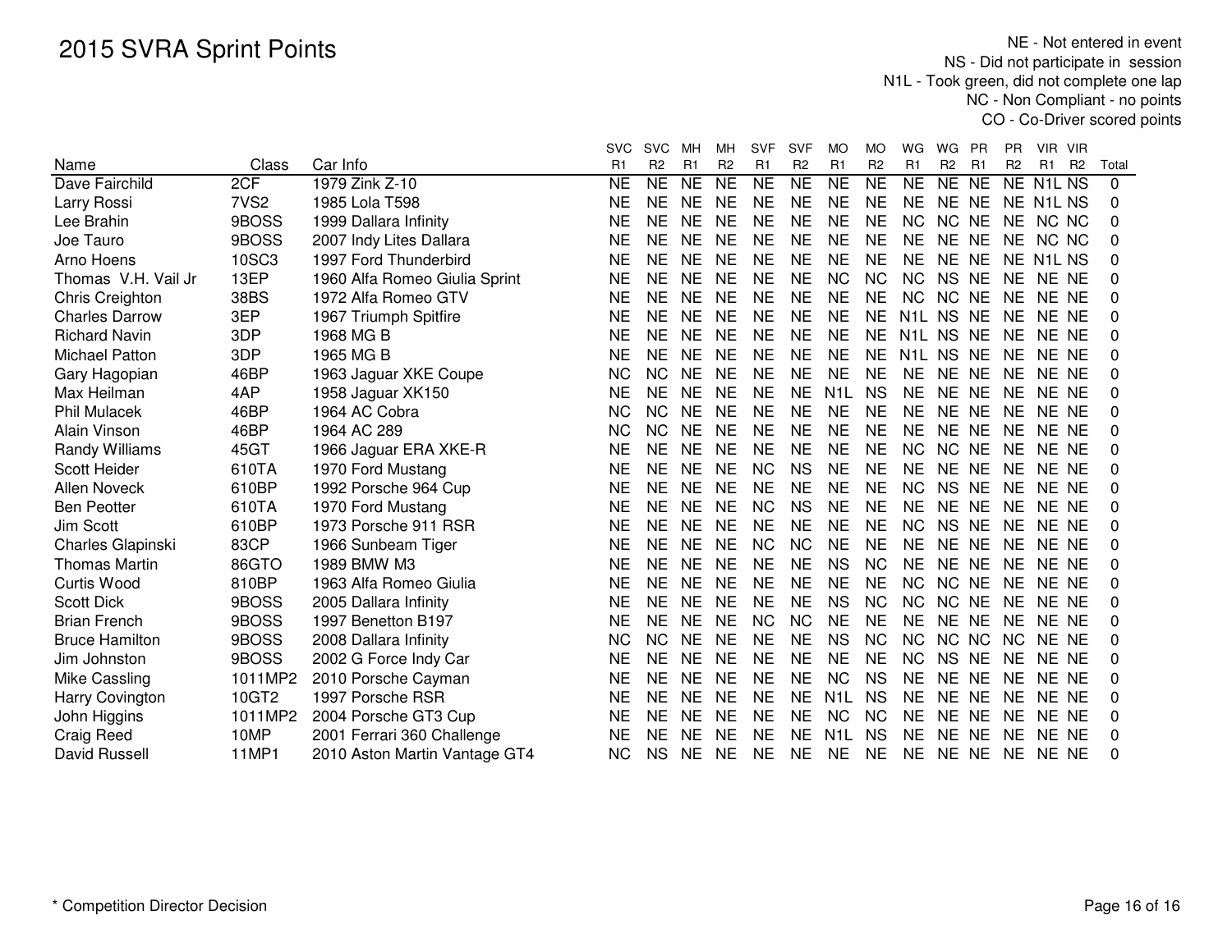# 2015 SVRA Sprint Points

NE - Not entered in event
NS - Did not participate in session
N1L - Took green, did not complete one lap
NC - Non Compliant - no points
CO - Co-Driver scored points

| Name | Class | Car Info | SVC R1 | SVC R2 | MH R1 | MH R2 | SVF R1 | SVF R2 | MO R1 | MO R2 | WG R1 | WG R2 | PR R1 | PR R2 | VIR R1 | VIR R2 | Total |
|---|---|---|---|---|---|---|---|---|---|---|---|---|---|---|---|---|---|
| Dave Fairchild | 2CF | 1979 Zink Z-10 | NE | NE | NE | NE | NE | NE | NE | NE | NE | NE | NE | NE | N1L | NS | 0 |
| Larry Rossi | 7VS2 | 1985 Lola T598 | NE | NE | NE | NE | NE | NE | NE | NE | NE | NE | NE | NE | N1L | NS | 0 |
| Lee Brahin | 9BOSS | 1999 Dallara Infinity | NE | NE | NE | NE | NE | NE | NE | NE | NC | NC | NE | NE | NC | NC | 0 |
| Joe Tauro | 9BOSS | 2007 Indy Lites Dallara | NE | NE | NE | NE | NE | NE | NE | NE | NE | NE | NE | NE | NC | NC | 0 |
| Arno Hoens | 10SC3 | 1997 Ford Thunderbird | NE | NE | NE | NE | NE | NE | NE | NE | NE | NE | NE | NE | N1L | NS | 0 |
| Thomas V.H. Vail Jr | 13EP | 1960 Alfa Romeo Giulia Sprint | NE | NE | NE | NE | NE | NE | NC | NC | NC | NS | NE | NE | NE | NE | 0 |
| Chris Creighton | 38BS | 1972 Alfa Romeo GTV | NE | NE | NE | NE | NE | NE | NE | NE | NC | NC | NE | NE | NE | NE | 0 |
| Charles Darrow | 3EP | 1967 Triumph Spitfire | NE | NE | NE | NE | NE | NE | NE | NE | N1L | NS | NE | NE | NE | NE | 0 |
| Richard Navin | 3DP | 1968 MG B | NE | NE | NE | NE | NE | NE | NE | NE | N1L | NS | NE | NE | NE | NE | 0 |
| Michael Patton | 3DP | 1965 MG B | NE | NE | NE | NE | NE | NE | NE | NE | N1L | NS | NE | NE | NE | NE | 0 |
| Gary Hagopian | 46BP | 1963 Jaguar XKE Coupe | NC | NC | NE | NE | NE | NE | NE | NE | NE | NE | NE | NE | NE | NE | 0 |
| Max Heilman | 4AP | 1958 Jaguar XK150 | NE | NE | NE | NE | NE | NE | N1L | NS | NE | NE | NE | NE | NE | NE | 0 |
| Phil Mulacek | 46BP | 1964 AC Cobra | NC | NC | NE | NE | NE | NE | NE | NE | NE | NE | NE | NE | NE | NE | 0 |
| Alain Vinson | 46BP | 1964 AC 289 | NC | NC | NE | NE | NE | NE | NE | NE | NE | NE | NE | NE | NE | NE | 0 |
| Randy Williams | 45GT | 1966 Jaguar ERA XKE-R | NE | NE | NE | NE | NE | NE | NE | NE | NC | NC | NE | NE | NE | NE | 0 |
| Scott Heider | 610TA | 1970 Ford Mustang | NE | NE | NE | NE | NC | NS | NE | NE | NE | NE | NE | NE | NE | NE | 0 |
| Allen Noveck | 610BP | 1992 Porsche 964 Cup | NE | NE | NE | NE | NE | NE | NE | NE | NC | NS | NE | NE | NE | NE | 0 |
| Ben Peotter | 610TA | 1970 Ford Mustang | NE | NE | NE | NE | NC | NS | NE | NE | NE | NE | NE | NE | NE | NE | 0 |
| Jim Scott | 610BP | 1973 Porsche 911 RSR | NE | NE | NE | NE | NE | NE | NE | NE | NC | NS | NE | NE | NE | NE | 0 |
| Charles Glapinski | 83CP | 1966 Sunbeam Tiger | NE | NE | NE | NE | NC | NC | NE | NE | NE | NE | NE | NE | NE | NE | 0 |
| Thomas Martin | 86GTO | 1989 BMW M3 | NE | NE | NE | NE | NE | NE | NS | NC | NE | NE | NE | NE | NE | NE | 0 |
| Curtis Wood | 810BP | 1963 Alfa Romeo Giulia | NE | NE | NE | NE | NE | NE | NE | NE | NC | NC | NE | NE | NE | NE | 0 |
| Scott Dick | 9BOSS | 2005 Dallara Infinity | NE | NE | NE | NE | NE | NE | NS | NC | NC | NC | NE | NE | NE | NE | 0 |
| Brian French | 9BOSS | 1997 Benetton B197 | NE | NE | NE | NE | NC | NC | NE | NE | NE | NE | NE | NE | NE | NE | 0 |
| Bruce Hamilton | 9BOSS | 2008 Dallara Infinity | NC | NC | NE | NE | NE | NE | NS | NC | NC | NC | NC | NC | NE | NE | 0 |
| Jim Johnston | 9BOSS | 2002 G Force Indy Car | NE | NE | NE | NE | NE | NE | NE | NE | NC | NS | NE | NE | NE | NE | 0 |
| Mike Cassling | 1011MP2 | 2010 Porsche Cayman | NE | NE | NE | NE | NE | NE | NC | NS | NE | NE | NE | NE | NE | NE | 0 |
| Harry Covington | 10GT2 | 1997 Porsche RSR | NE | NE | NE | NE | NE | NE | N1L | NS | NE | NE | NE | NE | NE | NE | 0 |
| John Higgins | 1011MP2 | 2004 Porsche GT3 Cup | NE | NE | NE | NE | NE | NE | NC | NC | NE | NE | NE | NE | NE | NE | 0 |
| Craig Reed | 10MP | 2001 Ferrari 360 Challenge | NE | NE | NE | NE | NE | NE | N1L | NS | NE | NE | NE | NE | NE | NE | 0 |
| David Russell | 11MP1 | 2010 Aston Martin Vantage GT4 | NC | NS | NE | NE | NE | NE | NE | NE | NE | NE | NE | NE | NE | NE | 0 |

* Competition Director Decision